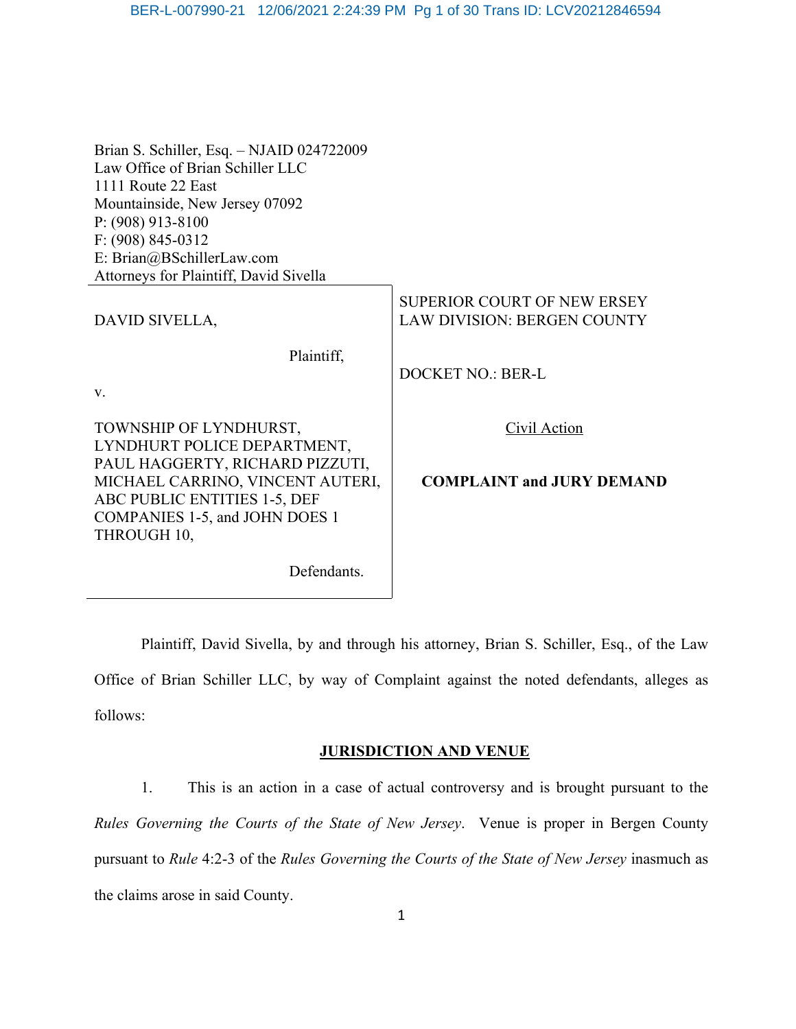Brian S. Schiller, Esq. – NJAID 024722009
Law Office of Brian Schiller LLC
1111 Route 22 East
Mountainside, New Jersey 07092
P: (908) 913-8100
F: (908) 845-0312
E: Brian@BSchillerLaw.com
Attorneys for Plaintiff, David Sivella

| | |
|---|---|
| DAVID SIVELLA,<br><br>Plaintiff,<br><br>v.<br><br>TOWNSHIP OF LYNDHURST, LYNDHURT POLICE DEPARTMENT, PAUL HAGGERTY, RICHARD PIZZUTI, MICHAEL CARRINO, VINCENT AUTERI, ABC PUBLIC ENTITIES 1-5, DEF COMPANIES 1-5, and JOHN DOES 1 THROUGH 10,<br><br>Defendants. | SUPERIOR COURT OF NEW ERSEY<br>LAW DIVISION: BERGEN COUNTY<br><br>DOCKET NO.: BER-L<br><br>Civil Action<br><br>**COMPLAINT and JURY DEMAND** |

Plaintiff, David Sivella, by and through his attorney, Brian S. Schiller, Esq., of the Law Office of Brian Schiller LLC, by way of Complaint against the noted defendants, alleges as follows:

## JURISDICTION AND VENUE

1. This is an action in a case of actual controversy and is brought pursuant to the *Rules Governing the Courts of the State of New Jersey*. Venue is proper in Bergen County pursuant to *Rule* 4:2-3 of the *Rules Governing the Courts of the State of New Jersey* inasmuch as the claims arose in said County.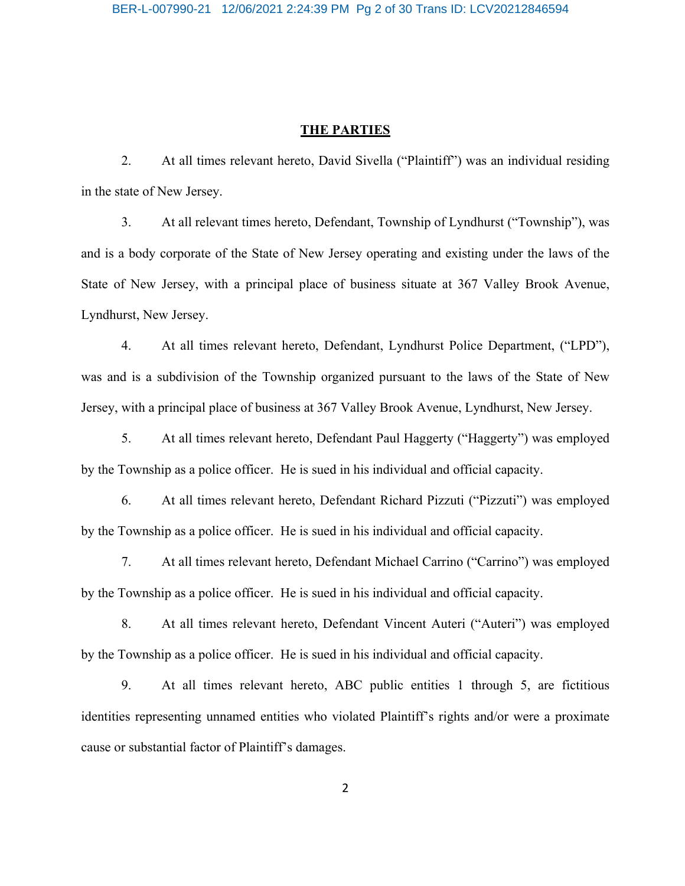## THE PARTIES

2. At all times relevant hereto, David Sivella ("Plaintiff") was an individual residing in the state of New Jersey.

3. At all relevant times hereto, Defendant, Township of Lyndhurst ("Township"), was and is a body corporate of the State of New Jersey operating and existing under the laws of the State of New Jersey, with a principal place of business situate at 367 Valley Brook Avenue, Lyndhurst, New Jersey.

4. At all times relevant hereto, Defendant, Lyndhurst Police Department, ("LPD"), was and is a subdivision of the Township organized pursuant to the laws of the State of New Jersey, with a principal place of business at 367 Valley Brook Avenue, Lyndhurst, New Jersey.

5. At all times relevant hereto, Defendant Paul Haggerty ("Haggerty") was employed by the Township as a police officer. He is sued in his individual and official capacity.

6. At all times relevant hereto, Defendant Richard Pizzuti ("Pizzuti") was employed by the Township as a police officer. He is sued in his individual and official capacity.

7. At all times relevant hereto, Defendant Michael Carrino ("Carrino") was employed by the Township as a police officer. He is sued in his individual and official capacity.

8. At all times relevant hereto, Defendant Vincent Auteri ("Auteri") was employed by the Township as a police officer. He is sued in his individual and official capacity.

9. At all times relevant hereto, ABC public entities 1 through 5, are fictitious identities representing unnamed entities who violated Plaintiff's rights and/or were a proximate cause or substantial factor of Plaintiff's damages.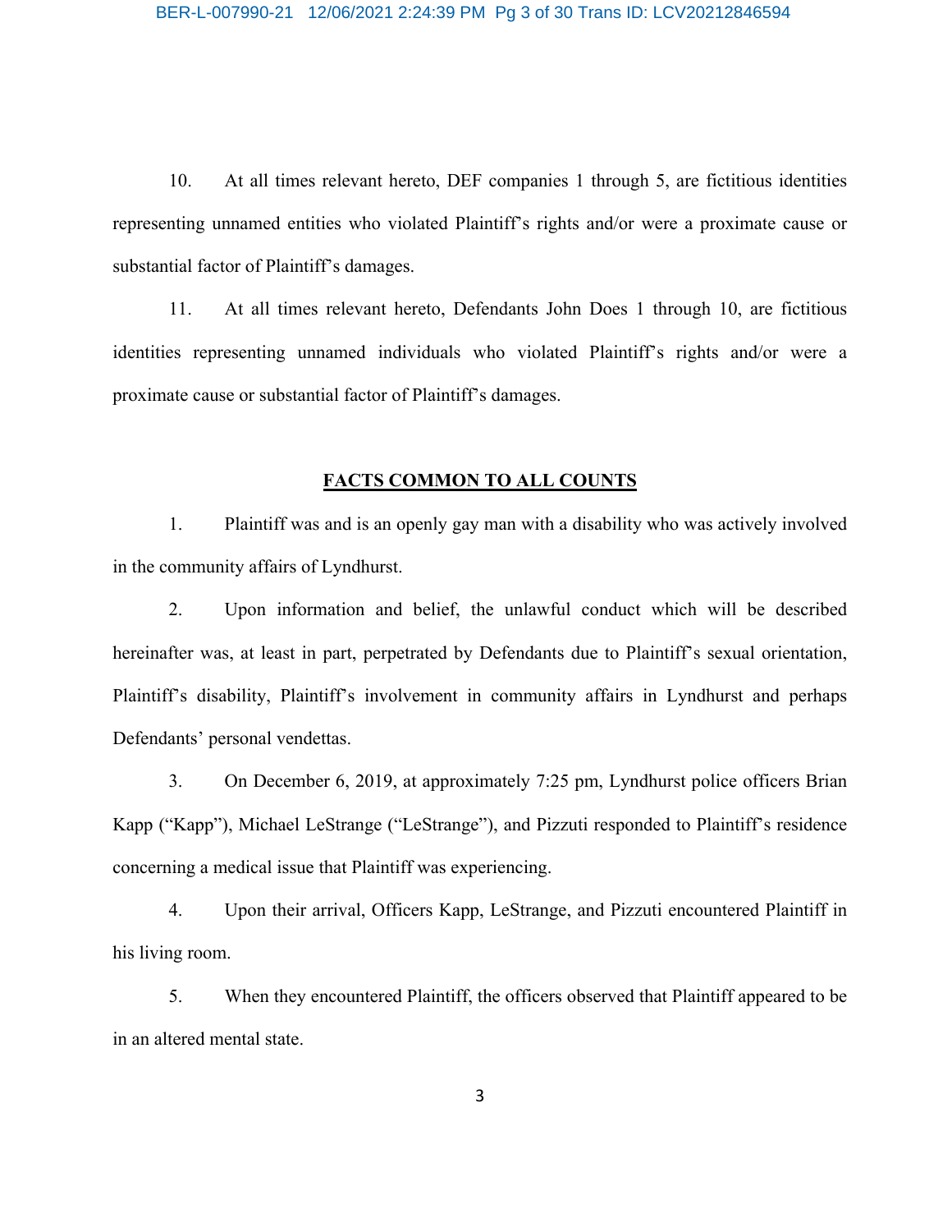10. At all times relevant hereto, DEF companies 1 through 5, are fictitious identities representing unnamed entities who violated Plaintiff's rights and/or were a proximate cause or substantial factor of Plaintiff's damages.

11. At all times relevant hereto, Defendants John Does 1 through 10, are fictitious identities representing unnamed individuals who violated Plaintiff's rights and/or were a proximate cause or substantial factor of Plaintiff's damages.

## FACTS COMMON TO ALL COUNTS

1. Plaintiff was and is an openly gay man with a disability who was actively involved in the community affairs of Lyndhurst.

2. Upon information and belief, the unlawful conduct which will be described hereinafter was, at least in part, perpetrated by Defendants due to Plaintiff's sexual orientation, Plaintiff's disability, Plaintiff's involvement in community affairs in Lyndhurst and perhaps Defendants' personal vendettas.

3. On December 6, 2019, at approximately 7:25 pm, Lyndhurst police officers Brian Kapp ("Kapp"), Michael LeStrange ("LeStrange"), and Pizzuti responded to Plaintiff's residence concerning a medical issue that Plaintiff was experiencing.

4. Upon their arrival, Officers Kapp, LeStrange, and Pizzuti encountered Plaintiff in his living room.

5. When they encountered Plaintiff, the officers observed that Plaintiff appeared to be in an altered mental state.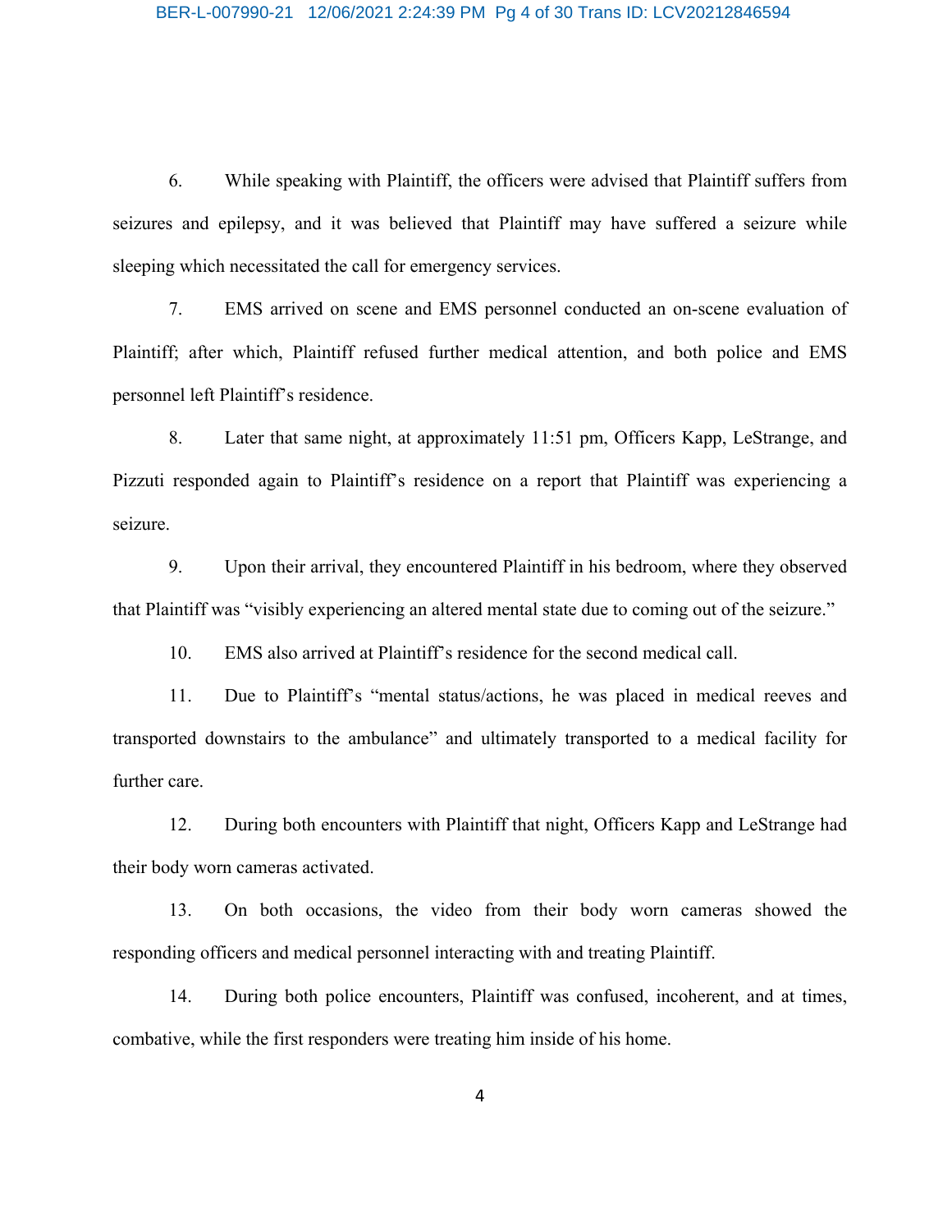6. While speaking with Plaintiff, the officers were advised that Plaintiff suffers from seizures and epilepsy, and it was believed that Plaintiff may have suffered a seizure while sleeping which necessitated the call for emergency services.

7. EMS arrived on scene and EMS personnel conducted an on-scene evaluation of Plaintiff; after which, Plaintiff refused further medical attention, and both police and EMS personnel left Plaintiff's residence.

8. Later that same night, at approximately 11:51 pm, Officers Kapp, LeStrange, and Pizzuti responded again to Plaintiff's residence on a report that Plaintiff was experiencing a seizure.

9. Upon their arrival, they encountered Plaintiff in his bedroom, where they observed that Plaintiff was "visibly experiencing an altered mental state due to coming out of the seizure."

10. EMS also arrived at Plaintiff's residence for the second medical call.

11. Due to Plaintiff's "mental status/actions, he was placed in medical reeves and transported downstairs to the ambulance" and ultimately transported to a medical facility for further care.

12. During both encounters with Plaintiff that night, Officers Kapp and LeStrange had their body worn cameras activated.

13. On both occasions, the video from their body worn cameras showed the responding officers and medical personnel interacting with and treating Plaintiff.

14. During both police encounters, Plaintiff was confused, incoherent, and at times, combative, while the first responders were treating him inside of his home.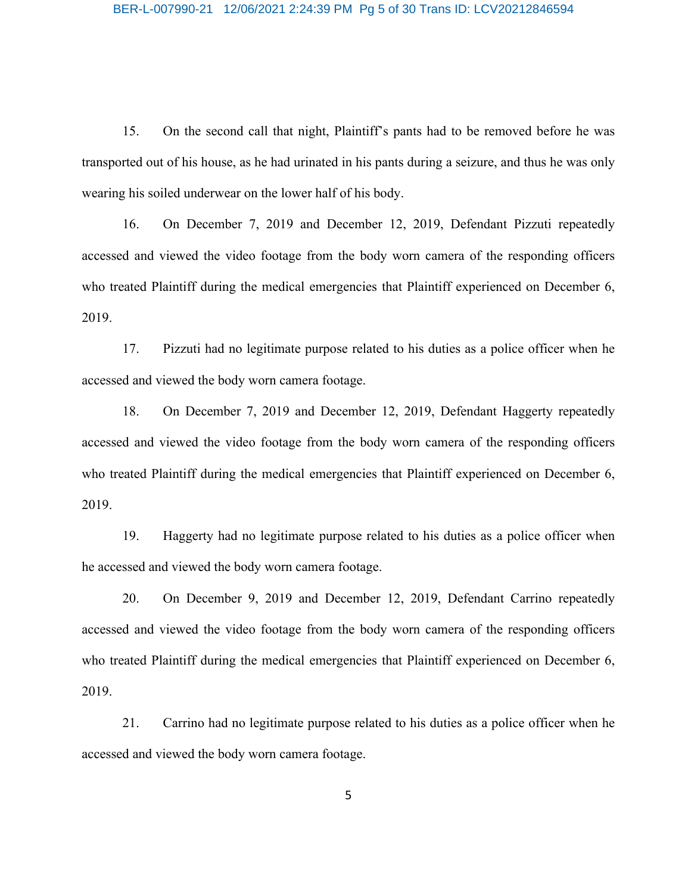15. On the second call that night, Plaintiff's pants had to be removed before he was transported out of his house, as he had urinated in his pants during a seizure, and thus he was only wearing his soiled underwear on the lower half of his body.

16. On December 7, 2019 and December 12, 2019, Defendant Pizzuti repeatedly accessed and viewed the video footage from the body worn camera of the responding officers who treated Plaintiff during the medical emergencies that Plaintiff experienced on December 6, 2019.

17. Pizzuti had no legitimate purpose related to his duties as a police officer when he accessed and viewed the body worn camera footage.

18. On December 7, 2019 and December 12, 2019, Defendant Haggerty repeatedly accessed and viewed the video footage from the body worn camera of the responding officers who treated Plaintiff during the medical emergencies that Plaintiff experienced on December 6, 2019.

19. Haggerty had no legitimate purpose related to his duties as a police officer when he accessed and viewed the body worn camera footage.

20. On December 9, 2019 and December 12, 2019, Defendant Carrino repeatedly accessed and viewed the video footage from the body worn camera of the responding officers who treated Plaintiff during the medical emergencies that Plaintiff experienced on December 6, 2019.

21. Carrino had no legitimate purpose related to his duties as a police officer when he accessed and viewed the body worn camera footage.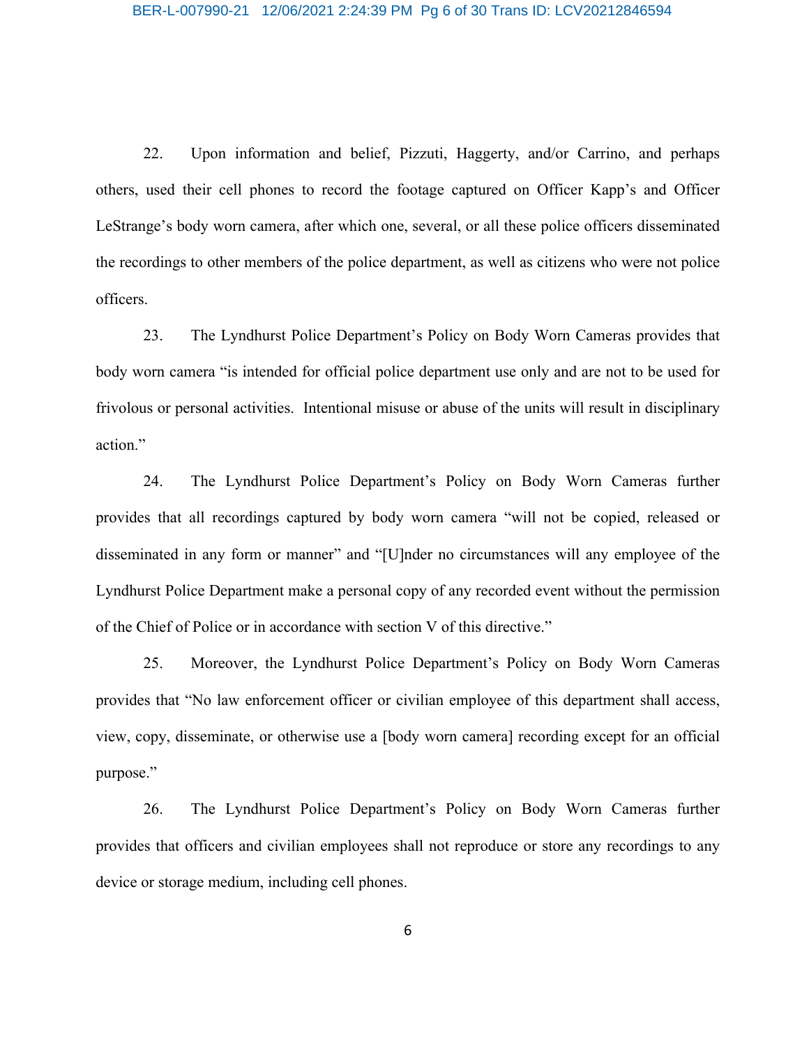22. Upon information and belief, Pizzuti, Haggerty, and/or Carrino, and perhaps others, used their cell phones to record the footage captured on Officer Kapp's and Officer LeStrange's body worn camera, after which one, several, or all these police officers disseminated the recordings to other members of the police department, as well as citizens who were not police officers.

23. The Lyndhurst Police Department's Policy on Body Worn Cameras provides that body worn camera "is intended for official police department use only and are not to be used for frivolous or personal activities. Intentional misuse or abuse of the units will result in disciplinary action."

24. The Lyndhurst Police Department's Policy on Body Worn Cameras further provides that all recordings captured by body worn camera "will not be copied, released or disseminated in any form or manner" and "[U]nder no circumstances will any employee of the Lyndhurst Police Department make a personal copy of any recorded event without the permission of the Chief of Police or in accordance with section V of this directive."

25. Moreover, the Lyndhurst Police Department's Policy on Body Worn Cameras provides that "No law enforcement officer or civilian employee of this department shall access, view, copy, disseminate, or otherwise use a [body worn camera] recording except for an official purpose."

26. The Lyndhurst Police Department's Policy on Body Worn Cameras further provides that officers and civilian employees shall not reproduce or store any recordings to any device or storage medium, including cell phones.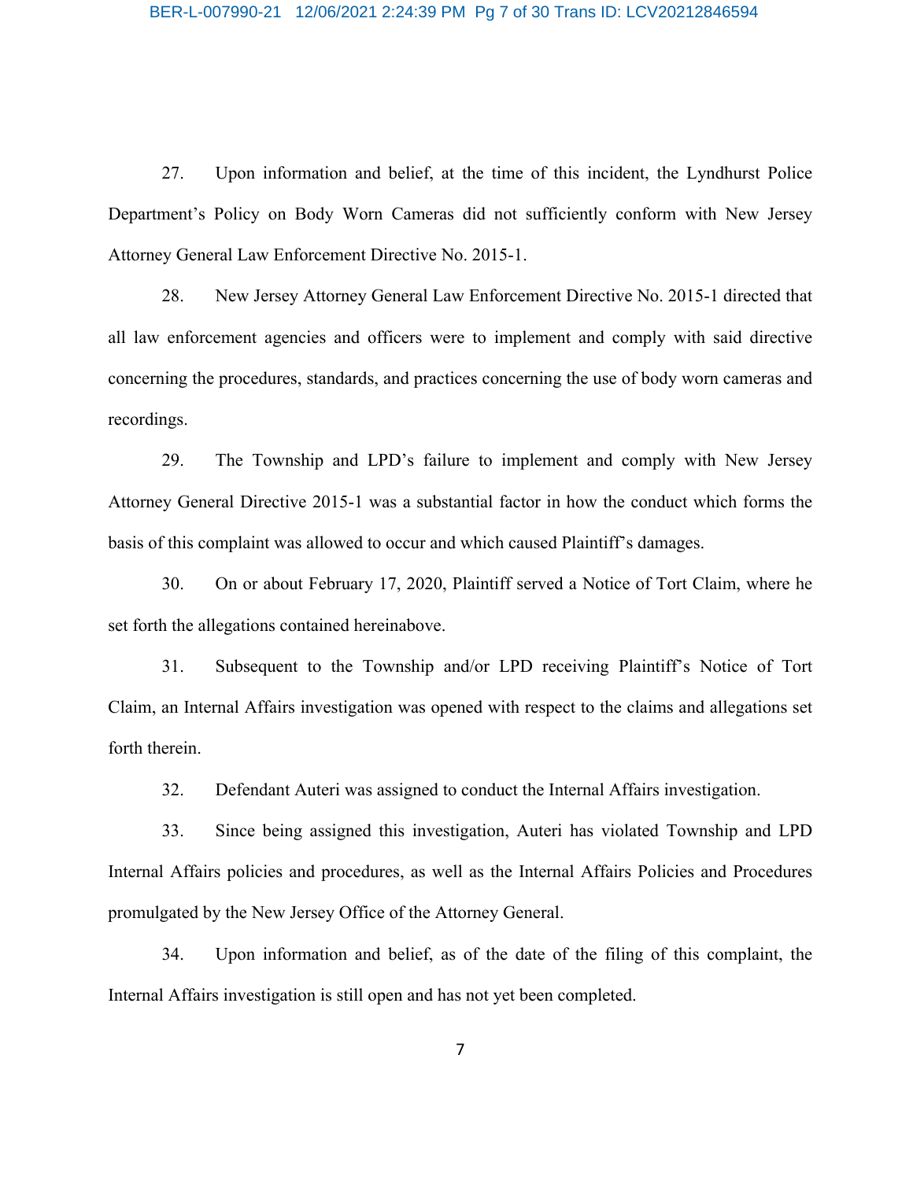27. Upon information and belief, at the time of this incident, the Lyndhurst Police Department's Policy on Body Worn Cameras did not sufficiently conform with New Jersey Attorney General Law Enforcement Directive No. 2015-1.

28. New Jersey Attorney General Law Enforcement Directive No. 2015-1 directed that all law enforcement agencies and officers were to implement and comply with said directive concerning the procedures, standards, and practices concerning the use of body worn cameras and recordings.

29. The Township and LPD's failure to implement and comply with New Jersey Attorney General Directive 2015-1 was a substantial factor in how the conduct which forms the basis of this complaint was allowed to occur and which caused Plaintiff's damages.

30. On or about February 17, 2020, Plaintiff served a Notice of Tort Claim, where he set forth the allegations contained hereinabove.

31. Subsequent to the Township and/or LPD receiving Plaintiff's Notice of Tort Claim, an Internal Affairs investigation was opened with respect to the claims and allegations set forth therein.

32. Defendant Auteri was assigned to conduct the Internal Affairs investigation.

33. Since being assigned this investigation, Auteri has violated Township and LPD Internal Affairs policies and procedures, as well as the Internal Affairs Policies and Procedures promulgated by the New Jersey Office of the Attorney General.

34. Upon information and belief, as of the date of the filing of this complaint, the Internal Affairs investigation is still open and has not yet been completed.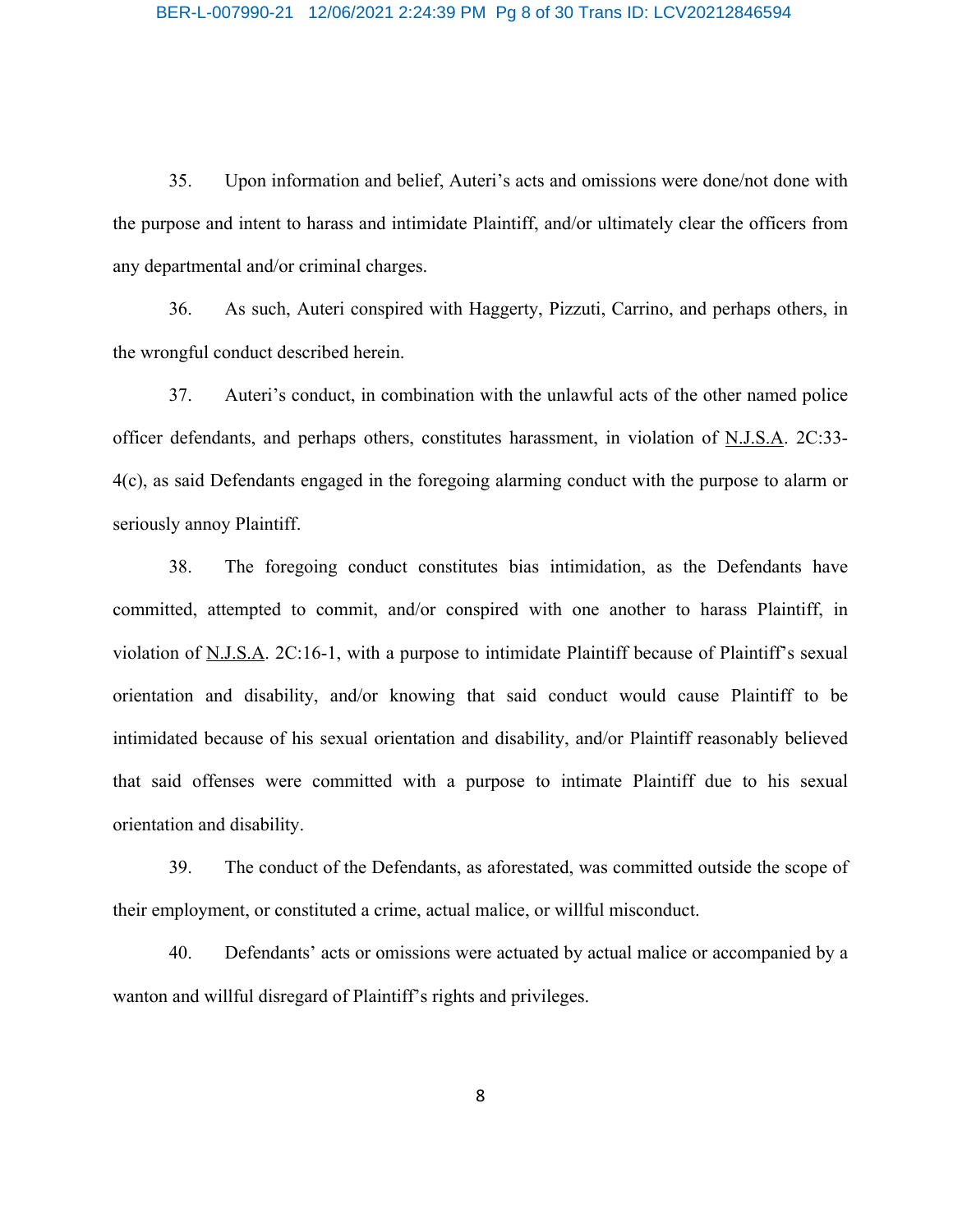35. Upon information and belief, Auteri's acts and omissions were done/not done with the purpose and intent to harass and intimidate Plaintiff, and/or ultimately clear the officers from any departmental and/or criminal charges.

36. As such, Auteri conspired with Haggerty, Pizzuti, Carrino, and perhaps others, in the wrongful conduct described herein.

37. Auteri's conduct, in combination with the unlawful acts of the other named police officer defendants, and perhaps others, constitutes harassment, in violation of N.J.S.A. 2C:33-4(c), as said Defendants engaged in the foregoing alarming conduct with the purpose to alarm or seriously annoy Plaintiff.

38. The foregoing conduct constitutes bias intimidation, as the Defendants have committed, attempted to commit, and/or conspired with one another to harass Plaintiff, in violation of N.J.S.A. 2C:16-1, with a purpose to intimidate Plaintiff because of Plaintiff's sexual orientation and disability, and/or knowing that said conduct would cause Plaintiff to be intimidated because of his sexual orientation and disability, and/or Plaintiff reasonably believed that said offenses were committed with a purpose to intimate Plaintiff due to his sexual orientation and disability.

39. The conduct of the Defendants, as aforestated, was committed outside the scope of their employment, or constituted a crime, actual malice, or willful misconduct.

40. Defendants' acts or omissions were actuated by actual malice or accompanied by a wanton and willful disregard of Plaintiff's rights and privileges.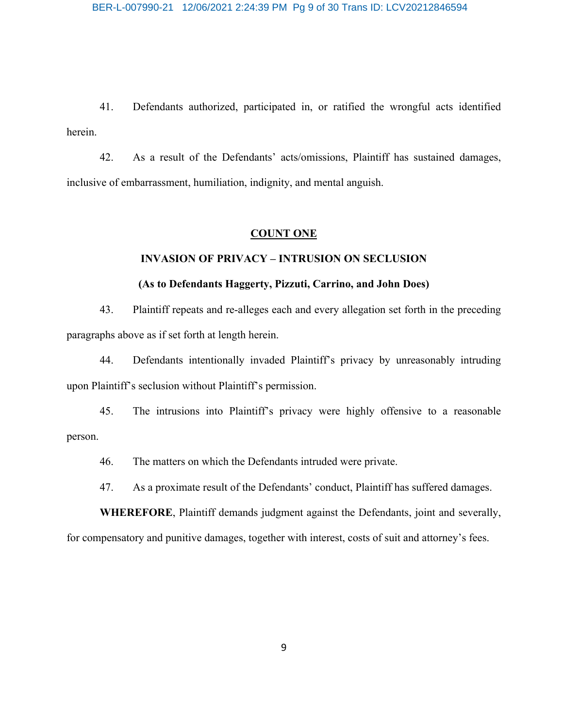41. Defendants authorized, participated in, or ratified the wrongful acts identified herein.

42. As a result of the Defendants' acts/omissions, Plaintiff has sustained damages, inclusive of embarrassment, humiliation, indignity, and mental anguish.

## COUNT ONE

### INVASION OF PRIVACY – INTRUSION ON SECLUSION

### (As to Defendants Haggerty, Pizzuti, Carrino, and John Does)

43. Plaintiff repeats and re-alleges each and every allegation set forth in the preceding paragraphs above as if set forth at length herein.

44. Defendants intentionally invaded Plaintiff's privacy by unreasonably intruding upon Plaintiff's seclusion without Plaintiff's permission.

45. The intrusions into Plaintiff's privacy were highly offensive to a reasonable person.

46. The matters on which the Defendants intruded were private.

47. As a proximate result of the Defendants' conduct, Plaintiff has suffered damages.

**WHEREFORE**, Plaintiff demands judgment against the Defendants, joint and severally, for compensatory and punitive damages, together with interest, costs of suit and attorney's fees.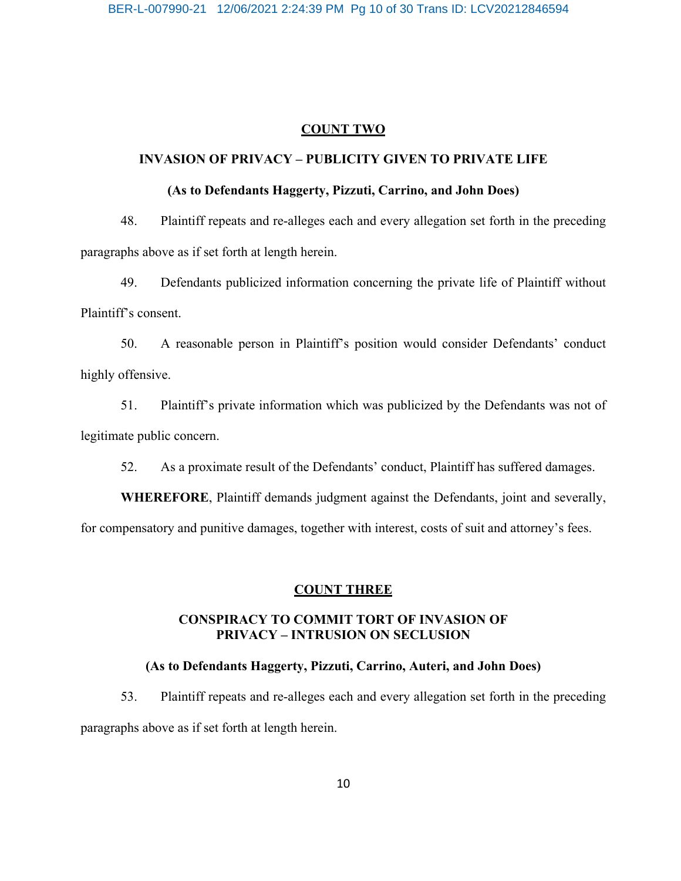## COUNT TWO

### INVASION OF PRIVACY – PUBLICITY GIVEN TO PRIVATE LIFE

**(As to Defendants Haggerty, Pizzuti, Carrino, and John Does)**

48. Plaintiff repeats and re-alleges each and every allegation set forth in the preceding paragraphs above as if set forth at length herein.

49. Defendants publicized information concerning the private life of Plaintiff without Plaintiff's consent.

50. A reasonable person in Plaintiff's position would consider Defendants' conduct highly offensive.

51. Plaintiff's private information which was publicized by the Defendants was not of legitimate public concern.

52. As a proximate result of the Defendants' conduct, Plaintiff has suffered damages.

**WHEREFORE**, Plaintiff demands judgment against the Defendants, joint and severally, for compensatory and punitive damages, together with interest, costs of suit and attorney's fees.

## COUNT THREE

### CONSPIRACY TO COMMIT TORT OF INVASION OF PRIVACY – INTRUSION ON SECLUSION

**(As to Defendants Haggerty, Pizzuti, Carrino, Auteri, and John Does)**

53. Plaintiff repeats and re-alleges each and every allegation set forth in the preceding paragraphs above as if set forth at length herein.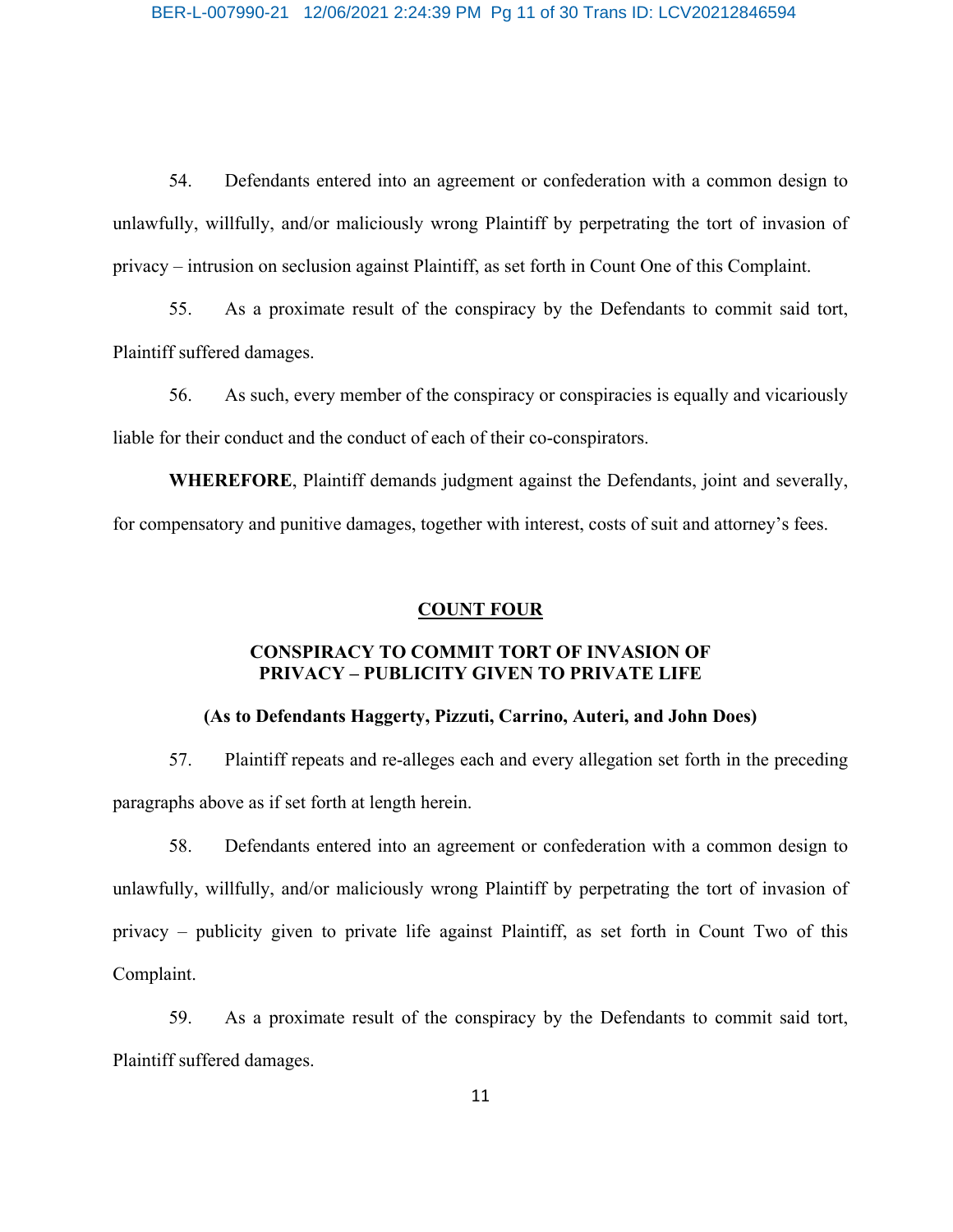54. Defendants entered into an agreement or confederation with a common design to unlawfully, willfully, and/or maliciously wrong Plaintiff by perpetrating the tort of invasion of privacy – intrusion on seclusion against Plaintiff, as set forth in Count One of this Complaint.

55. As a proximate result of the conspiracy by the Defendants to commit said tort, Plaintiff suffered damages.

56. As such, every member of the conspiracy or conspiracies is equally and vicariously liable for their conduct and the conduct of each of their co-conspirators.

**WHEREFORE**, Plaintiff demands judgment against the Defendants, joint and severally, for compensatory and punitive damages, together with interest, costs of suit and attorney's fees.

## COUNT FOUR

### CONSPIRACY TO COMMIT TORT OF INVASION OF PRIVACY – PUBLICITY GIVEN TO PRIVATE LIFE

**(As to Defendants Haggerty, Pizzuti, Carrino, Auteri, and John Does)**

57. Plaintiff repeats and re-alleges each and every allegation set forth in the preceding paragraphs above as if set forth at length herein.

58. Defendants entered into an agreement or confederation with a common design to unlawfully, willfully, and/or maliciously wrong Plaintiff by perpetrating the tort of invasion of privacy – publicity given to private life against Plaintiff, as set forth in Count Two of this Complaint.

59. As a proximate result of the conspiracy by the Defendants to commit said tort, Plaintiff suffered damages.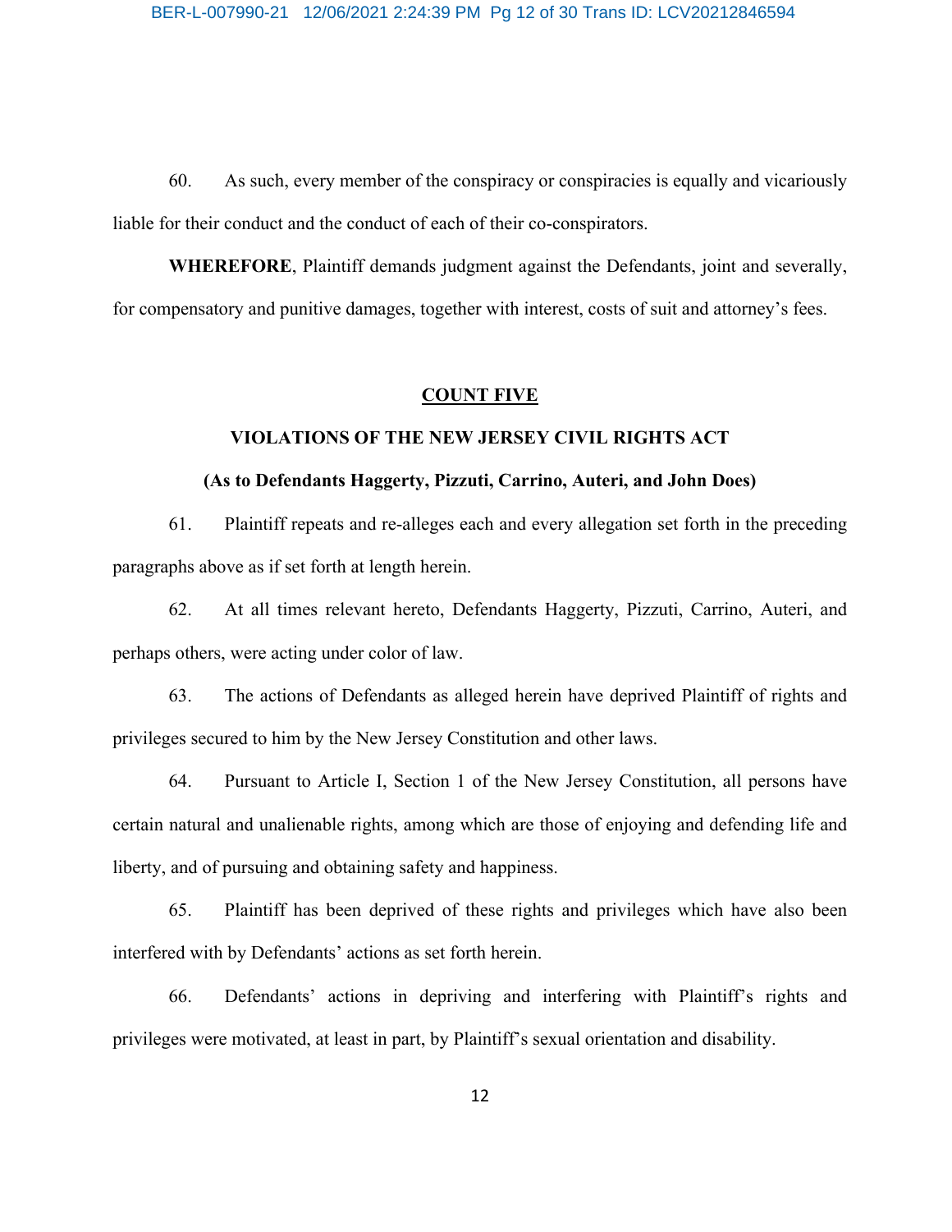60. As such, every member of the conspiracy or conspiracies is equally and vicariously liable for their conduct and the conduct of each of their co-conspirators.

**WHEREFORE**, Plaintiff demands judgment against the Defendants, joint and severally, for compensatory and punitive damages, together with interest, costs of suit and attorney's fees.

## COUNT FIVE

### VIOLATIONS OF THE NEW JERSEY CIVIL RIGHTS ACT

### (As to Defendants Haggerty, Pizzuti, Carrino, Auteri, and John Does)

61. Plaintiff repeats and re-alleges each and every allegation set forth in the preceding paragraphs above as if set forth at length herein.

62. At all times relevant hereto, Defendants Haggerty, Pizzuti, Carrino, Auteri, and perhaps others, were acting under color of law.

63. The actions of Defendants as alleged herein have deprived Plaintiff of rights and privileges secured to him by the New Jersey Constitution and other laws.

64. Pursuant to Article I, Section 1 of the New Jersey Constitution, all persons have certain natural and unalienable rights, among which are those of enjoying and defending life and liberty, and of pursuing and obtaining safety and happiness.

65. Plaintiff has been deprived of these rights and privileges which have also been interfered with by Defendants' actions as set forth herein.

66. Defendants' actions in depriving and interfering with Plaintiff's rights and privileges were motivated, at least in part, by Plaintiff's sexual orientation and disability.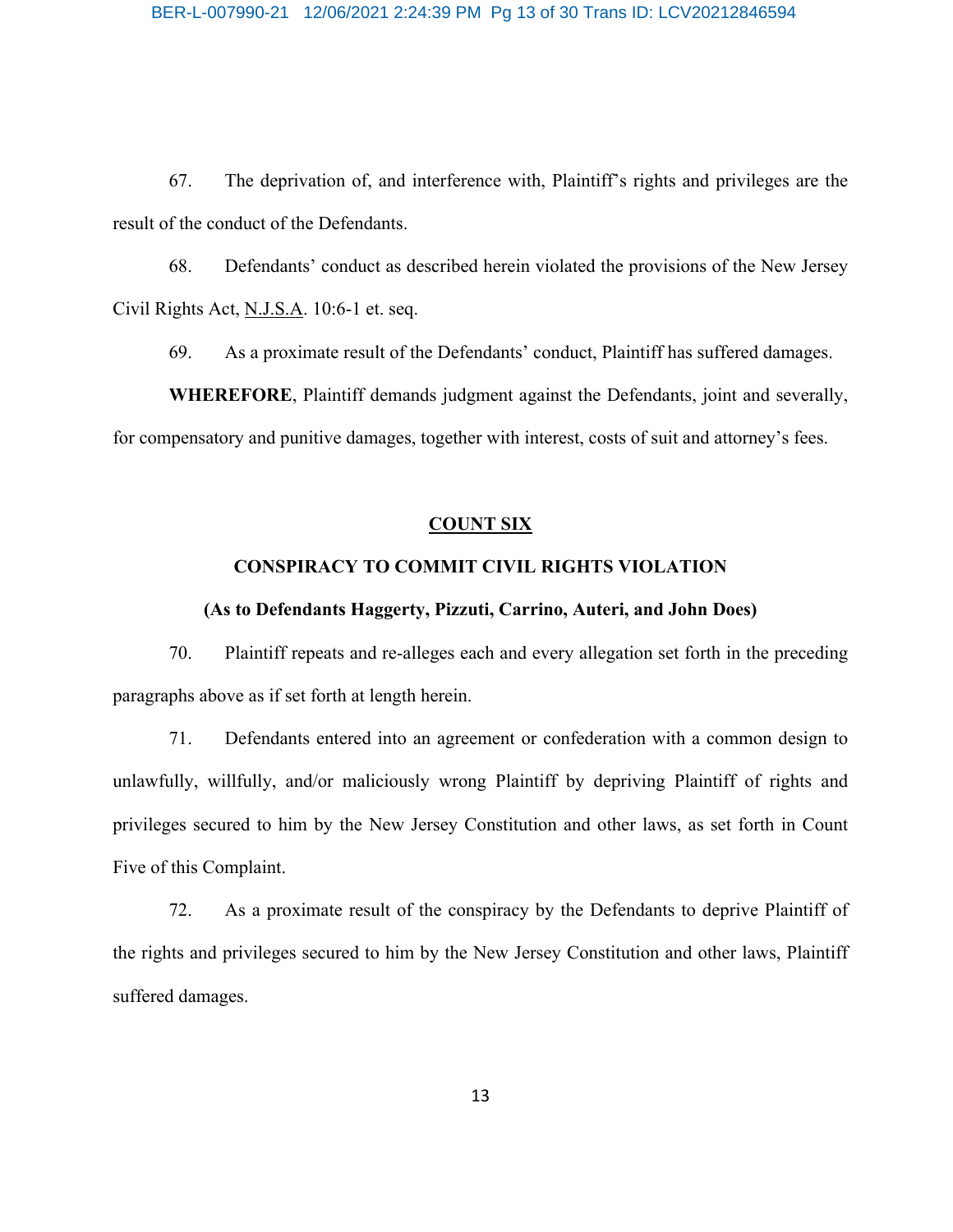67. The deprivation of, and interference with, Plaintiff's rights and privileges are the result of the conduct of the Defendants.

68. Defendants' conduct as described herein violated the provisions of the New Jersey Civil Rights Act, N.J.S.A. 10:6-1 et. seq.

69. As a proximate result of the Defendants' conduct, Plaintiff has suffered damages.

**WHEREFORE**, Plaintiff demands judgment against the Defendants, joint and severally, for compensatory and punitive damages, together with interest, costs of suit and attorney's fees.

## COUNT SIX

### CONSPIRACY TO COMMIT CIVIL RIGHTS VIOLATION

**(As to Defendants Haggerty, Pizzuti, Carrino, Auteri, and John Does)**

70. Plaintiff repeats and re-alleges each and every allegation set forth in the preceding paragraphs above as if set forth at length herein.

71. Defendants entered into an agreement or confederation with a common design to unlawfully, willfully, and/or maliciously wrong Plaintiff by depriving Plaintiff of rights and privileges secured to him by the New Jersey Constitution and other laws, as set forth in Count Five of this Complaint.

72. As a proximate result of the conspiracy by the Defendants to deprive Plaintiff of the rights and privileges secured to him by the New Jersey Constitution and other laws, Plaintiff suffered damages.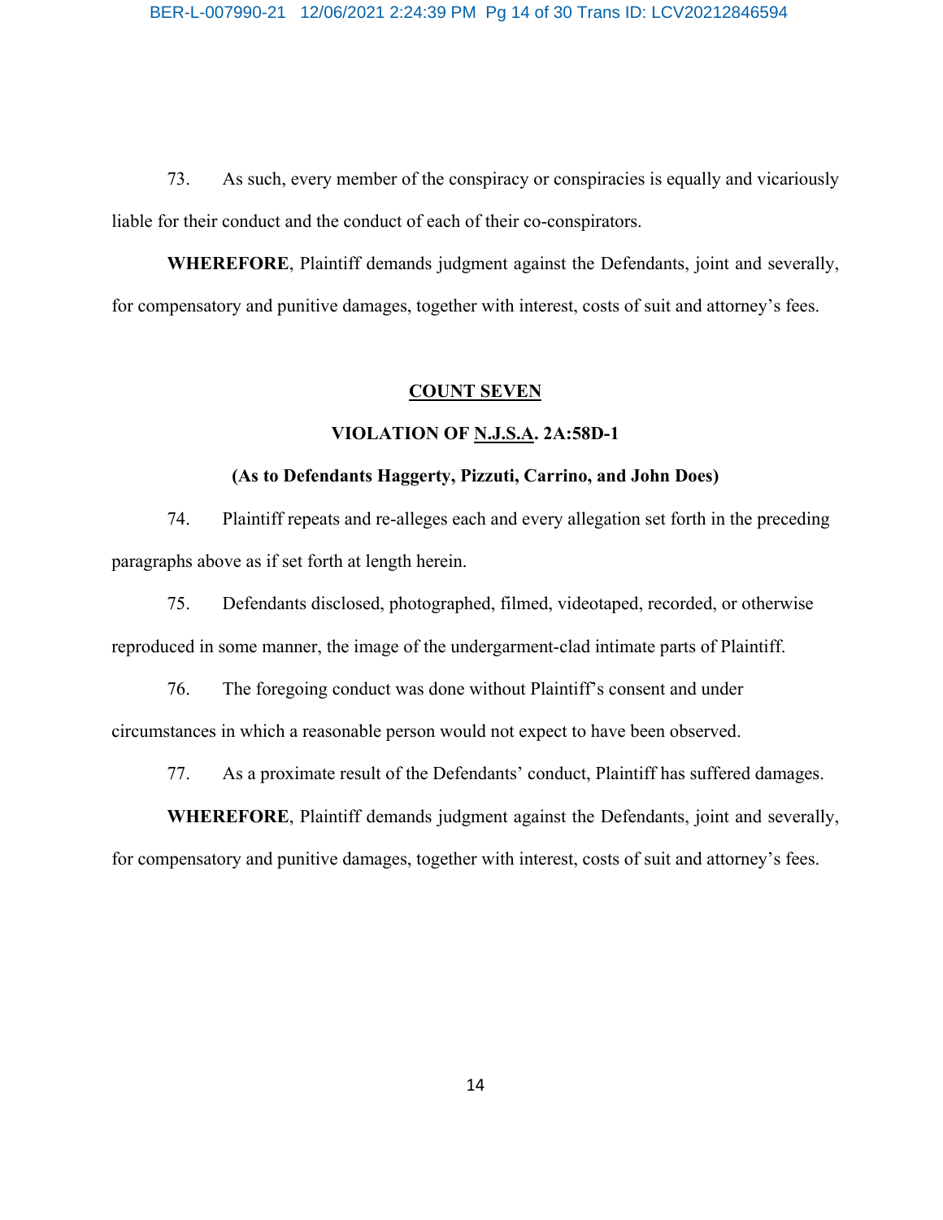73. As such, every member of the conspiracy or conspiracies is equally and vicariously liable for their conduct and the conduct of each of their co-conspirators.

**WHEREFORE**, Plaintiff demands judgment against the Defendants, joint and severally, for compensatory and punitive damages, together with interest, costs of suit and attorney's fees.

**COUNT SEVEN**

**VIOLATION OF N.J.S.A. 2A:58D-1**

**(As to Defendants Haggerty, Pizzuti, Carrino, and John Does)**

74. Plaintiff repeats and re-alleges each and every allegation set forth in the preceding paragraphs above as if set forth at length herein.

75. Defendants disclosed, photographed, filmed, videotaped, recorded, or otherwise reproduced in some manner, the image of the undergarment-clad intimate parts of Plaintiff.

76. The foregoing conduct was done without Plaintiff's consent and under circumstances in which a reasonable person would not expect to have been observed.

77. As a proximate result of the Defendants' conduct, Plaintiff has suffered damages.

**WHEREFORE**, Plaintiff demands judgment against the Defendants, joint and severally, for compensatory and punitive damages, together with interest, costs of suit and attorney's fees.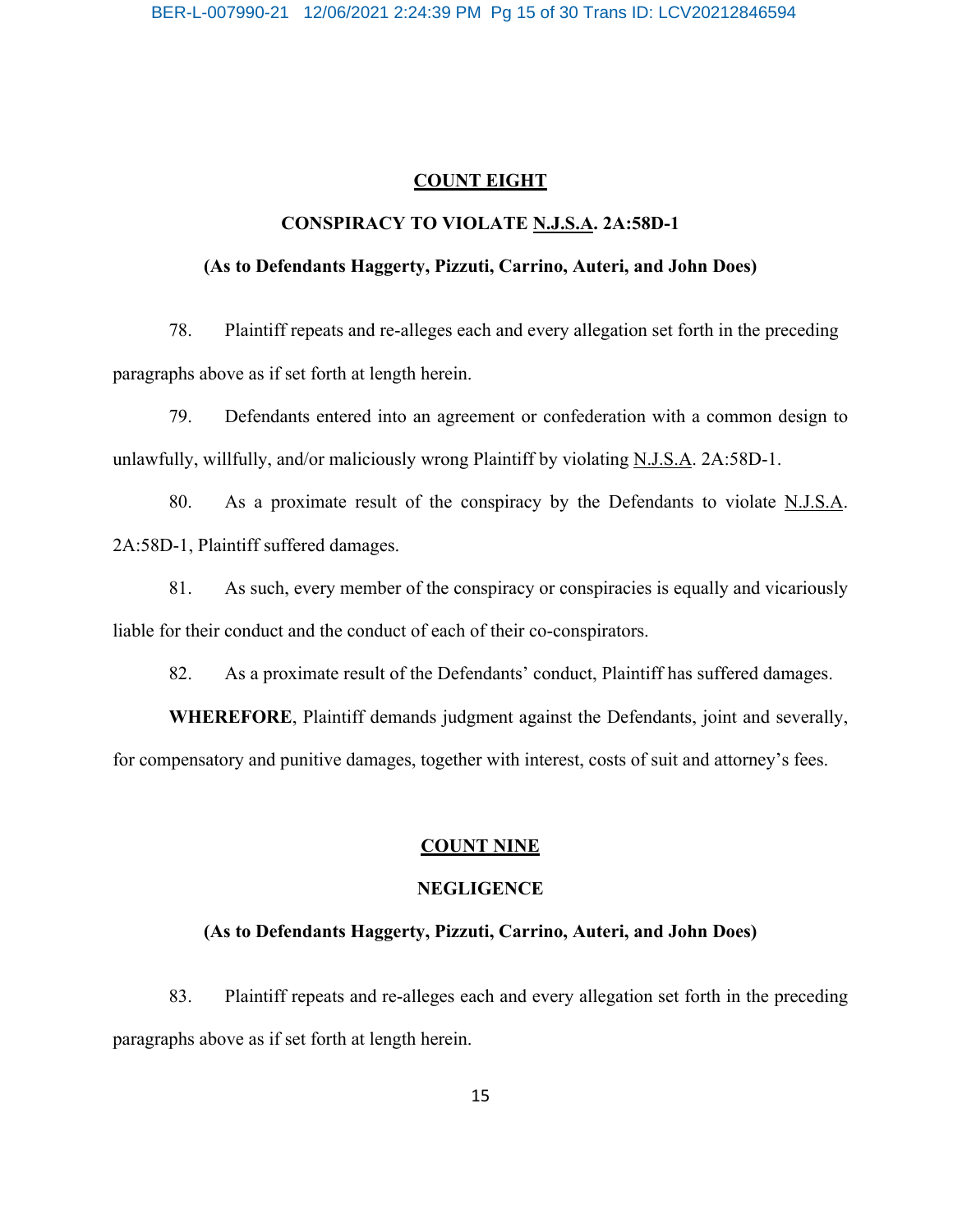**<u>COUNT EIGHT</u>**

**CONSPIRACY TO VIOLATE <u>N.J.S.A</u>. 2A:58D-1**

**(As to Defendants Haggerty, Pizzuti, Carrino, Auteri, and John Does)**

78. Plaintiff repeats and re-alleges each and every allegation set forth in the preceding paragraphs above as if set forth at length herein.

79. Defendants entered into an agreement or confederation with a common design to unlawfully, willfully, and/or maliciously wrong Plaintiff by violating <u>N.J.S.A</u>. 2A:58D-1.

80. As a proximate result of the conspiracy by the Defendants to violate <u>N.J.S.A</u>. 2A:58D-1, Plaintiff suffered damages.

81. As such, every member of the conspiracy or conspiracies is equally and vicariously liable for their conduct and the conduct of each of their co-conspirators.

82. As a proximate result of the Defendants' conduct, Plaintiff has suffered damages.

**WHEREFORE**, Plaintiff demands judgment against the Defendants, joint and severally, for compensatory and punitive damages, together with interest, costs of suit and attorney's fees.

**<u>COUNT NINE</u>**

**NEGLIGENCE**

**(As to Defendants Haggerty, Pizzuti, Carrino, Auteri, and John Does)**

83. Plaintiff repeats and re-alleges each and every allegation set forth in the preceding paragraphs above as if set forth at length herein.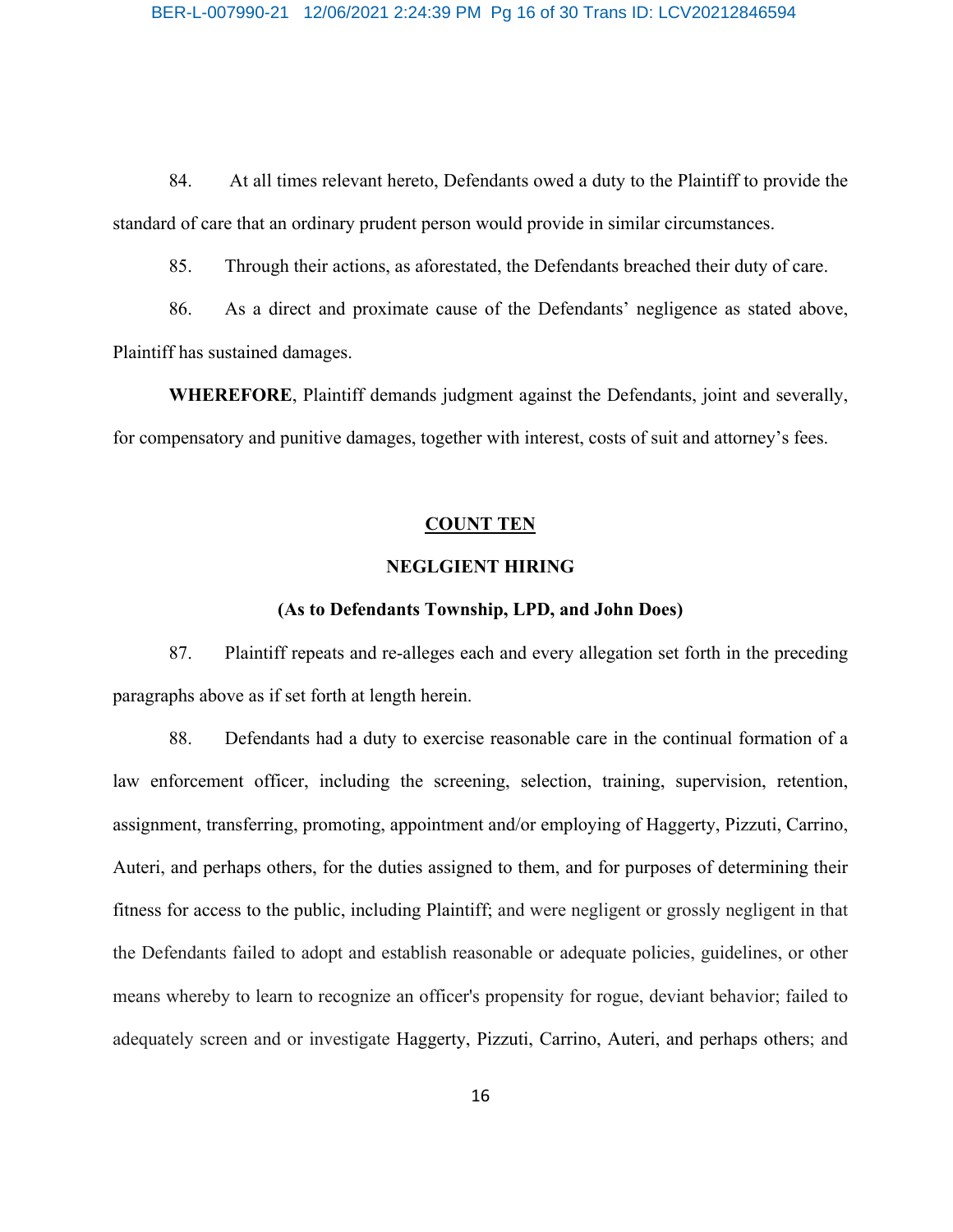84. At all times relevant hereto, Defendants owed a duty to the Plaintiff to provide the standard of care that an ordinary prudent person would provide in similar circumstances.

85. Through their actions, as aforestated, the Defendants breached their duty of care.

86. As a direct and proximate cause of the Defendants' negligence as stated above, Plaintiff has sustained damages.

**WHEREFORE**, Plaintiff demands judgment against the Defendants, joint and severally, for compensatory and punitive damages, together with interest, costs of suit and attorney's fees.

**COUNT TEN**

**NEGLGIENT HIRING**

**(As to Defendants Township, LPD, and John Does)**

87. Plaintiff repeats and re-alleges each and every allegation set forth in the preceding paragraphs above as if set forth at length herein.

88. Defendants had a duty to exercise reasonable care in the continual formation of a law enforcement officer, including the screening, selection, training, supervision, retention, assignment, transferring, promoting, appointment and/or employing of Haggerty, Pizzuti, Carrino, Auteri, and perhaps others, for the duties assigned to them, and for purposes of determining their fitness for access to the public, including Plaintiff; and were negligent or grossly negligent in that the Defendants failed to adopt and establish reasonable or adequate policies, guidelines, or other means whereby to learn to recognize an officer's propensity for rogue, deviant behavior; failed to adequately screen and or investigate Haggerty, Pizzuti, Carrino, Auteri, and perhaps others; and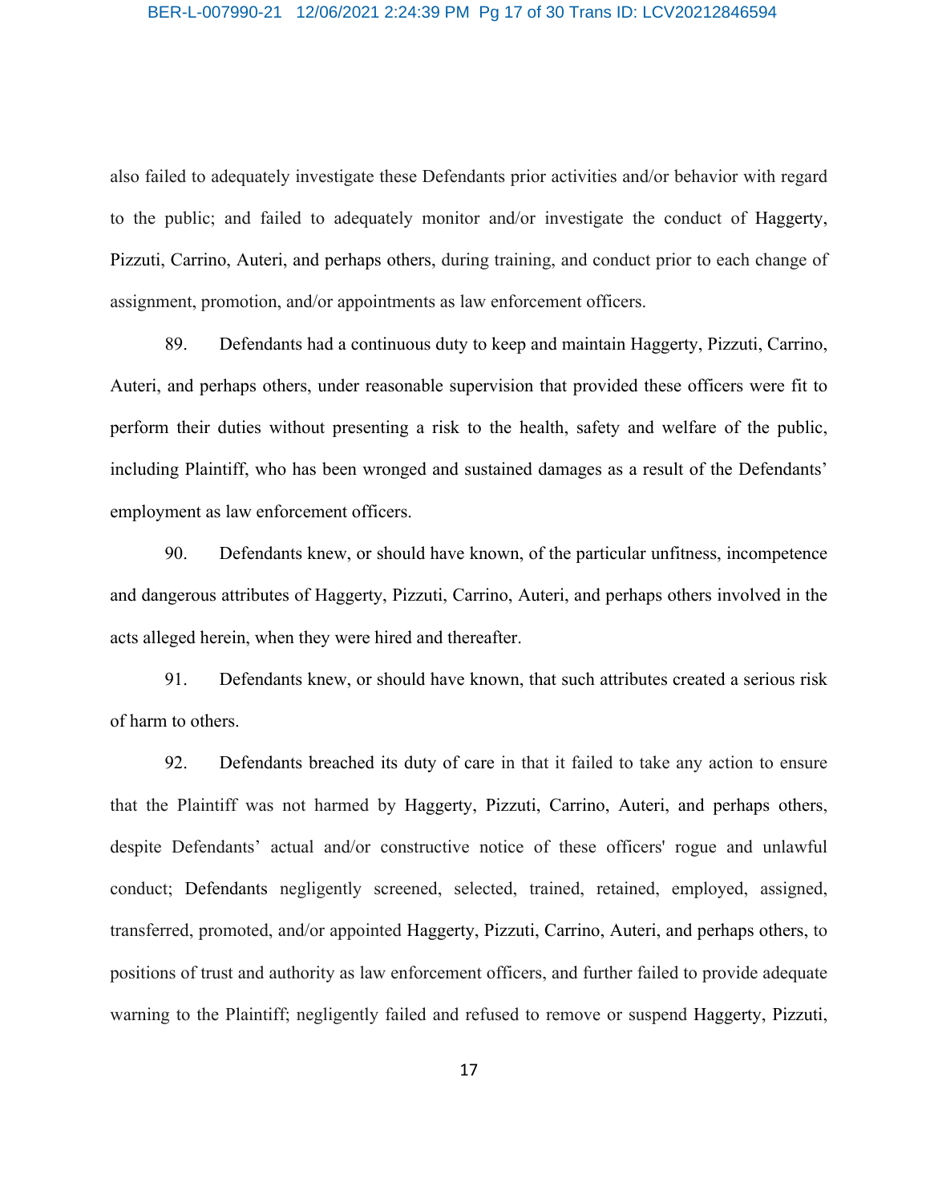also failed to adequately investigate these Defendants prior activities and/or behavior with regard to the public; and failed to adequately monitor and/or investigate the conduct of Haggerty, Pizzuti, Carrino, Auteri, and perhaps others, during training, and conduct prior to each change of assignment, promotion, and/or appointments as law enforcement officers.

89. Defendants had a continuous duty to keep and maintain Haggerty, Pizzuti, Carrino, Auteri, and perhaps others, under reasonable supervision that provided these officers were fit to perform their duties without presenting a risk to the health, safety and welfare of the public, including Plaintiff, who has been wronged and sustained damages as a result of the Defendants' employment as law enforcement officers.

90. Defendants knew, or should have known, of the particular unfitness, incompetence and dangerous attributes of Haggerty, Pizzuti, Carrino, Auteri, and perhaps others involved in the acts alleged herein, when they were hired and thereafter.

91. Defendants knew, or should have known, that such attributes created a serious risk of harm to others.

92. Defendants breached its duty of care in that it failed to take any action to ensure that the Plaintiff was not harmed by Haggerty, Pizzuti, Carrino, Auteri, and perhaps others, despite Defendants' actual and/or constructive notice of these officers' rogue and unlawful conduct; Defendants negligently screened, selected, trained, retained, employed, assigned, transferred, promoted, and/or appointed Haggerty, Pizzuti, Carrino, Auteri, and perhaps others, to positions of trust and authority as law enforcement officers, and further failed to provide adequate warning to the Plaintiff; negligently failed and refused to remove or suspend Haggerty, Pizzuti,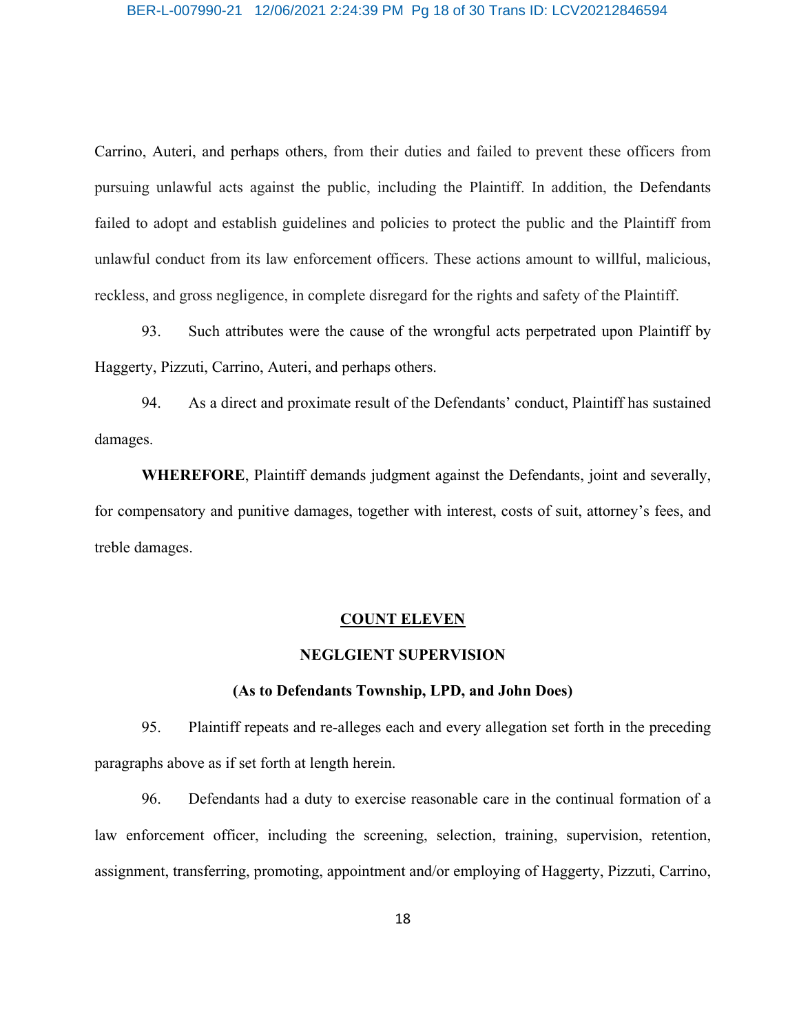Carrino, Auteri, and perhaps others, from their duties and failed to prevent these officers from pursuing unlawful acts against the public, including the Plaintiff. In addition, the Defendants failed to adopt and establish guidelines and policies to protect the public and the Plaintiff from unlawful conduct from its law enforcement officers. These actions amount to willful, malicious, reckless, and gross negligence, in complete disregard for the rights and safety of the Plaintiff.

93. Such attributes were the cause of the wrongful acts perpetrated upon Plaintiff by Haggerty, Pizzuti, Carrino, Auteri, and perhaps others.

94. As a direct and proximate result of the Defendants' conduct, Plaintiff has sustained damages.

**WHEREFORE**, Plaintiff demands judgment against the Defendants, joint and severally, for compensatory and punitive damages, together with interest, costs of suit, attorney's fees, and treble damages.

**COUNT ELEVEN**

**NEGLGIENT SUPERVISION**

**(As to Defendants Township, LPD, and John Does)**

95. Plaintiff repeats and re-alleges each and every allegation set forth in the preceding paragraphs above as if set forth at length herein.

96. Defendants had a duty to exercise reasonable care in the continual formation of a law enforcement officer, including the screening, selection, training, supervision, retention, assignment, transferring, promoting, appointment and/or employing of Haggerty, Pizzuti, Carrino,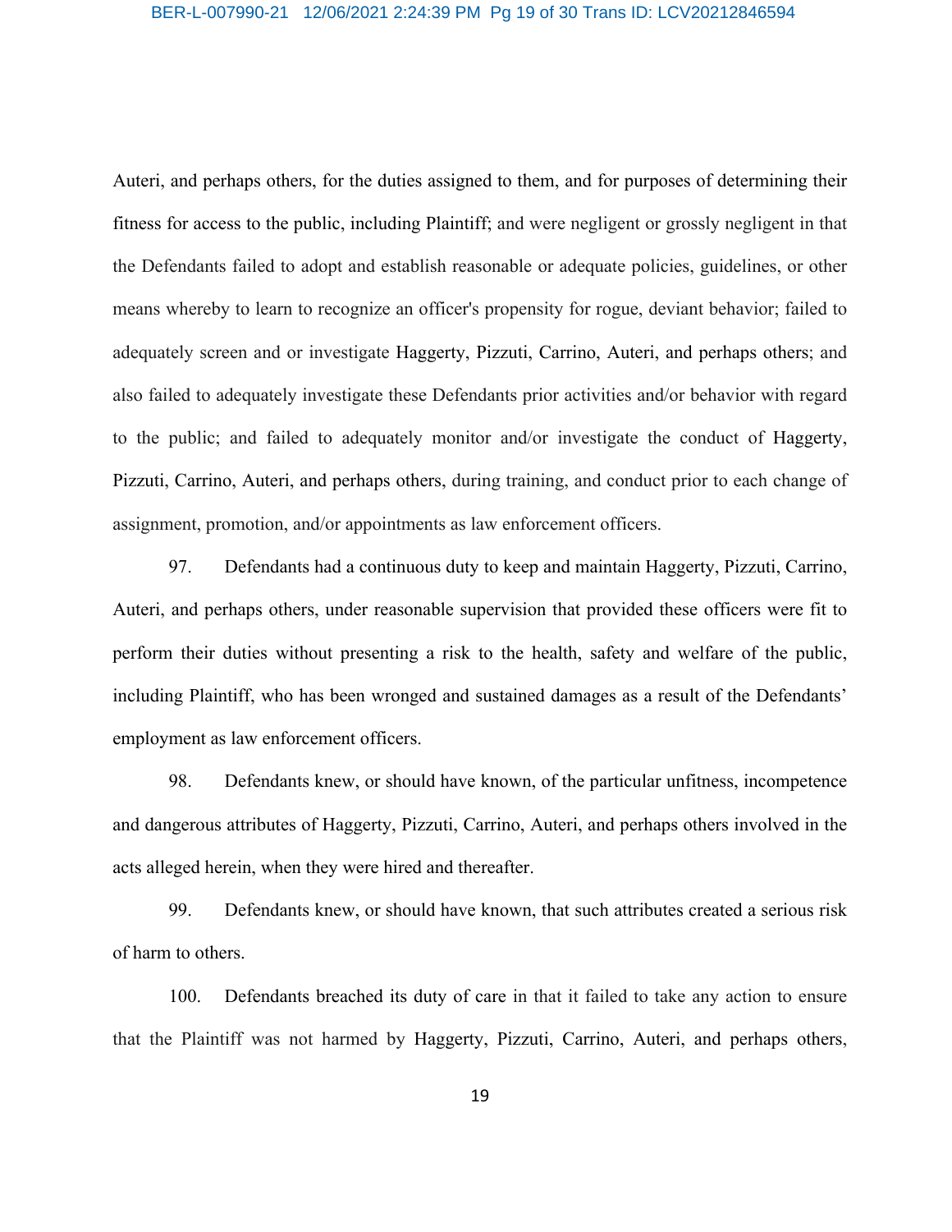Auteri, and perhaps others, for the duties assigned to them, and for purposes of determining their fitness for access to the public, including Plaintiff; and were negligent or grossly negligent in that the Defendants failed to adopt and establish reasonable or adequate policies, guidelines, or other means whereby to learn to recognize an officer's propensity for rogue, deviant behavior; failed to adequately screen and or investigate Haggerty, Pizzuti, Carrino, Auteri, and perhaps others; and also failed to adequately investigate these Defendants prior activities and/or behavior with regard to the public; and failed to adequately monitor and/or investigate the conduct of Haggerty, Pizzuti, Carrino, Auteri, and perhaps others, during training, and conduct prior to each change of assignment, promotion, and/or appointments as law enforcement officers.

97. Defendants had a continuous duty to keep and maintain Haggerty, Pizzuti, Carrino, Auteri, and perhaps others, under reasonable supervision that provided these officers were fit to perform their duties without presenting a risk to the health, safety and welfare of the public, including Plaintiff, who has been wronged and sustained damages as a result of the Defendants' employment as law enforcement officers.

98. Defendants knew, or should have known, of the particular unfitness, incompetence and dangerous attributes of Haggerty, Pizzuti, Carrino, Auteri, and perhaps others involved in the acts alleged herein, when they were hired and thereafter.

99. Defendants knew, or should have known, that such attributes created a serious risk of harm to others.

100. Defendants breached its duty of care in that it failed to take any action to ensure that the Plaintiff was not harmed by Haggerty, Pizzuti, Carrino, Auteri, and perhaps others,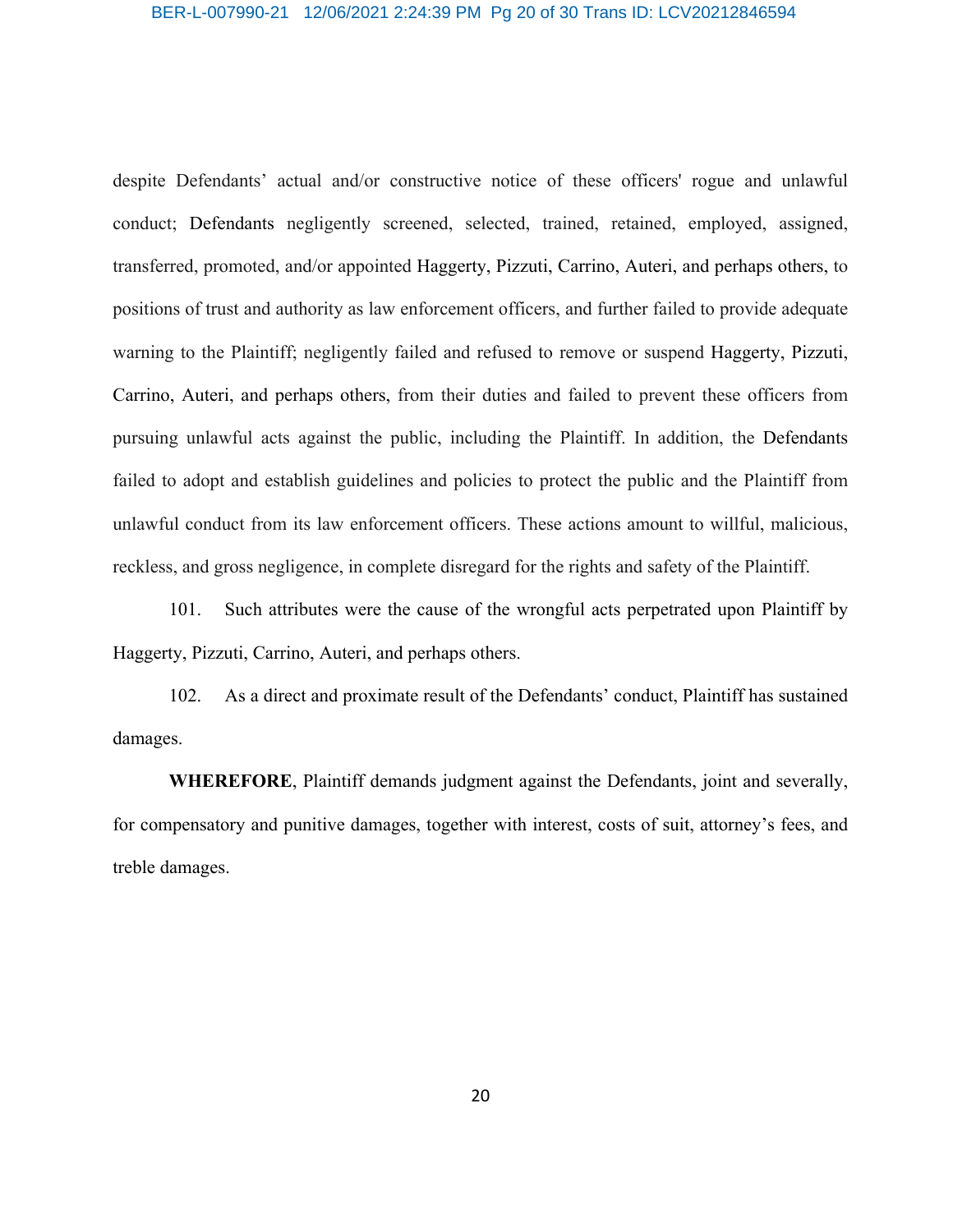despite Defendants' actual and/or constructive notice of these officers' rogue and unlawful conduct; Defendants negligently screened, selected, trained, retained, employed, assigned, transferred, promoted, and/or appointed Haggerty, Pizzuti, Carrino, Auteri, and perhaps others, to positions of trust and authority as law enforcement officers, and further failed to provide adequate warning to the Plaintiff; negligently failed and refused to remove or suspend Haggerty, Pizzuti, Carrino, Auteri, and perhaps others, from their duties and failed to prevent these officers from pursuing unlawful acts against the public, including the Plaintiff. In addition, the Defendants failed to adopt and establish guidelines and policies to protect the public and the Plaintiff from unlawful conduct from its law enforcement officers. These actions amount to willful, malicious, reckless, and gross negligence, in complete disregard for the rights and safety of the Plaintiff.

101. Such attributes were the cause of the wrongful acts perpetrated upon Plaintiff by Haggerty, Pizzuti, Carrino, Auteri, and perhaps others.

102. As a direct and proximate result of the Defendants' conduct, Plaintiff has sustained damages.

**WHEREFORE**, Plaintiff demands judgment against the Defendants, joint and severally, for compensatory and punitive damages, together with interest, costs of suit, attorney's fees, and treble damages.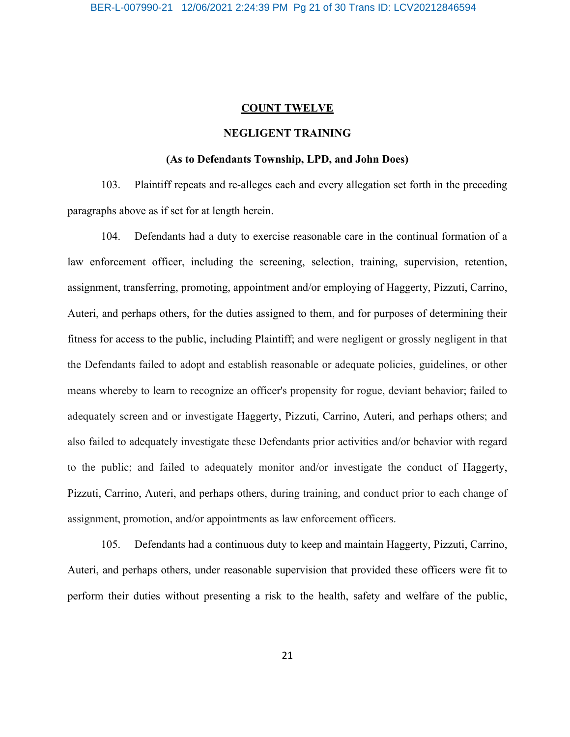**COUNT TWELVE**

**NEGLIGENT TRAINING**

**(As to Defendants Township, LPD, and John Does)**

103. Plaintiff repeats and re-alleges each and every allegation set forth in the preceding paragraphs above as if set for at length herein.

104. Defendants had a duty to exercise reasonable care in the continual formation of a law enforcement officer, including the screening, selection, training, supervision, retention, assignment, transferring, promoting, appointment and/or employing of Haggerty, Pizzuti, Carrino, Auteri, and perhaps others, for the duties assigned to them, and for purposes of determining their fitness for access to the public, including Plaintiff; and were negligent or grossly negligent in that the Defendants failed to adopt and establish reasonable or adequate policies, guidelines, or other means whereby to learn to recognize an officer's propensity for rogue, deviant behavior; failed to adequately screen and or investigate Haggerty, Pizzuti, Carrino, Auteri, and perhaps others; and also failed to adequately investigate these Defendants prior activities and/or behavior with regard to the public; and failed to adequately monitor and/or investigate the conduct of Haggerty, Pizzuti, Carrino, Auteri, and perhaps others, during training, and conduct prior to each change of assignment, promotion, and/or appointments as law enforcement officers.

105. Defendants had a continuous duty to keep and maintain Haggerty, Pizzuti, Carrino, Auteri, and perhaps others, under reasonable supervision that provided these officers were fit to perform their duties without presenting a risk to the health, safety and welfare of the public,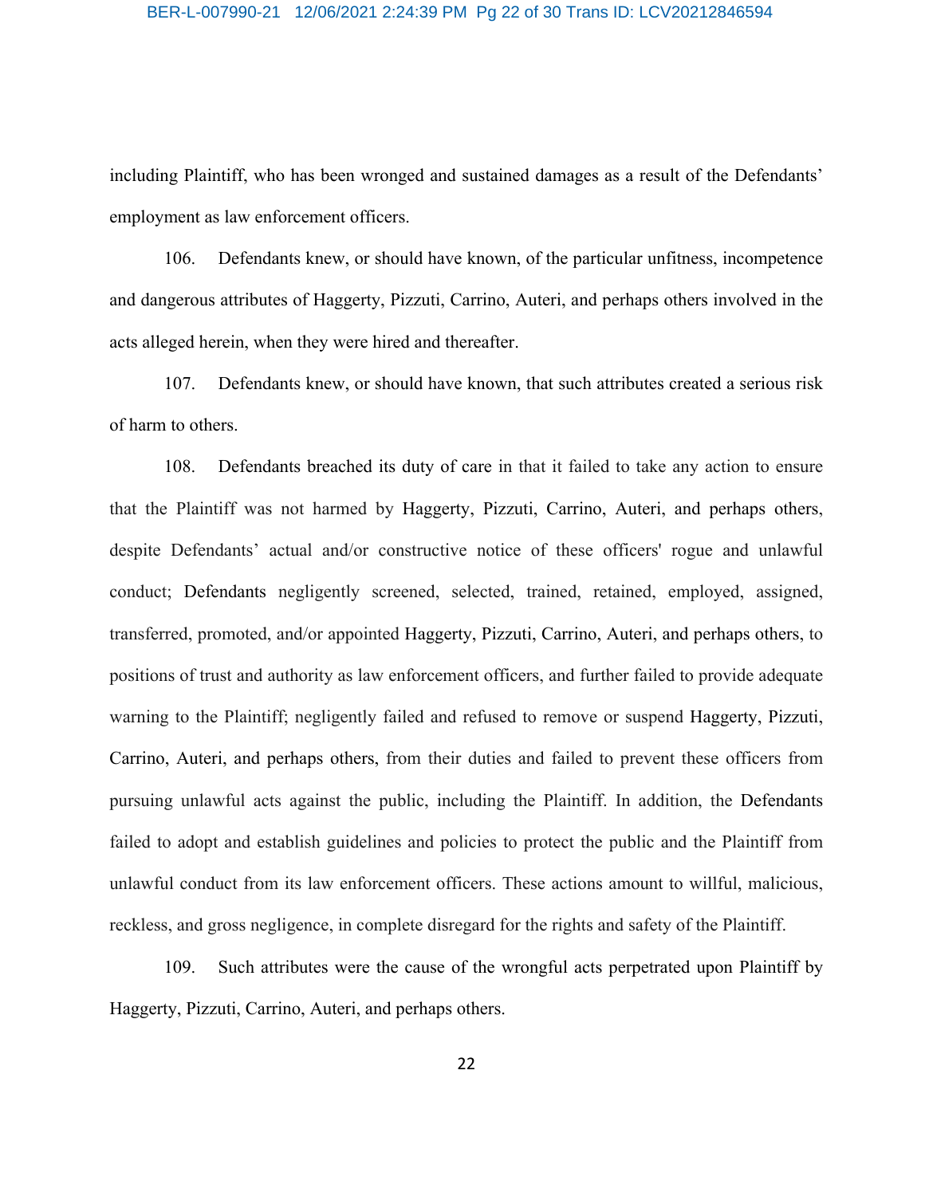including Plaintiff, who has been wronged and sustained damages as a result of the Defendants' employment as law enforcement officers.

106. Defendants knew, or should have known, of the particular unfitness, incompetence and dangerous attributes of Haggerty, Pizzuti, Carrino, Auteri, and perhaps others involved in the acts alleged herein, when they were hired and thereafter.

107. Defendants knew, or should have known, that such attributes created a serious risk of harm to others.

108. Defendants breached its duty of care in that it failed to take any action to ensure that the Plaintiff was not harmed by Haggerty, Pizzuti, Carrino, Auteri, and perhaps others, despite Defendants' actual and/or constructive notice of these officers' rogue and unlawful conduct; Defendants negligently screened, selected, trained, retained, employed, assigned, transferred, promoted, and/or appointed Haggerty, Pizzuti, Carrino, Auteri, and perhaps others, to positions of trust and authority as law enforcement officers, and further failed to provide adequate warning to the Plaintiff; negligently failed and refused to remove or suspend Haggerty, Pizzuti, Carrino, Auteri, and perhaps others, from their duties and failed to prevent these officers from pursuing unlawful acts against the public, including the Plaintiff. In addition, the Defendants failed to adopt and establish guidelines and policies to protect the public and the Plaintiff from unlawful conduct from its law enforcement officers. These actions amount to willful, malicious, reckless, and gross negligence, in complete disregard for the rights and safety of the Plaintiff.

109. Such attributes were the cause of the wrongful acts perpetrated upon Plaintiff by Haggerty, Pizzuti, Carrino, Auteri, and perhaps others.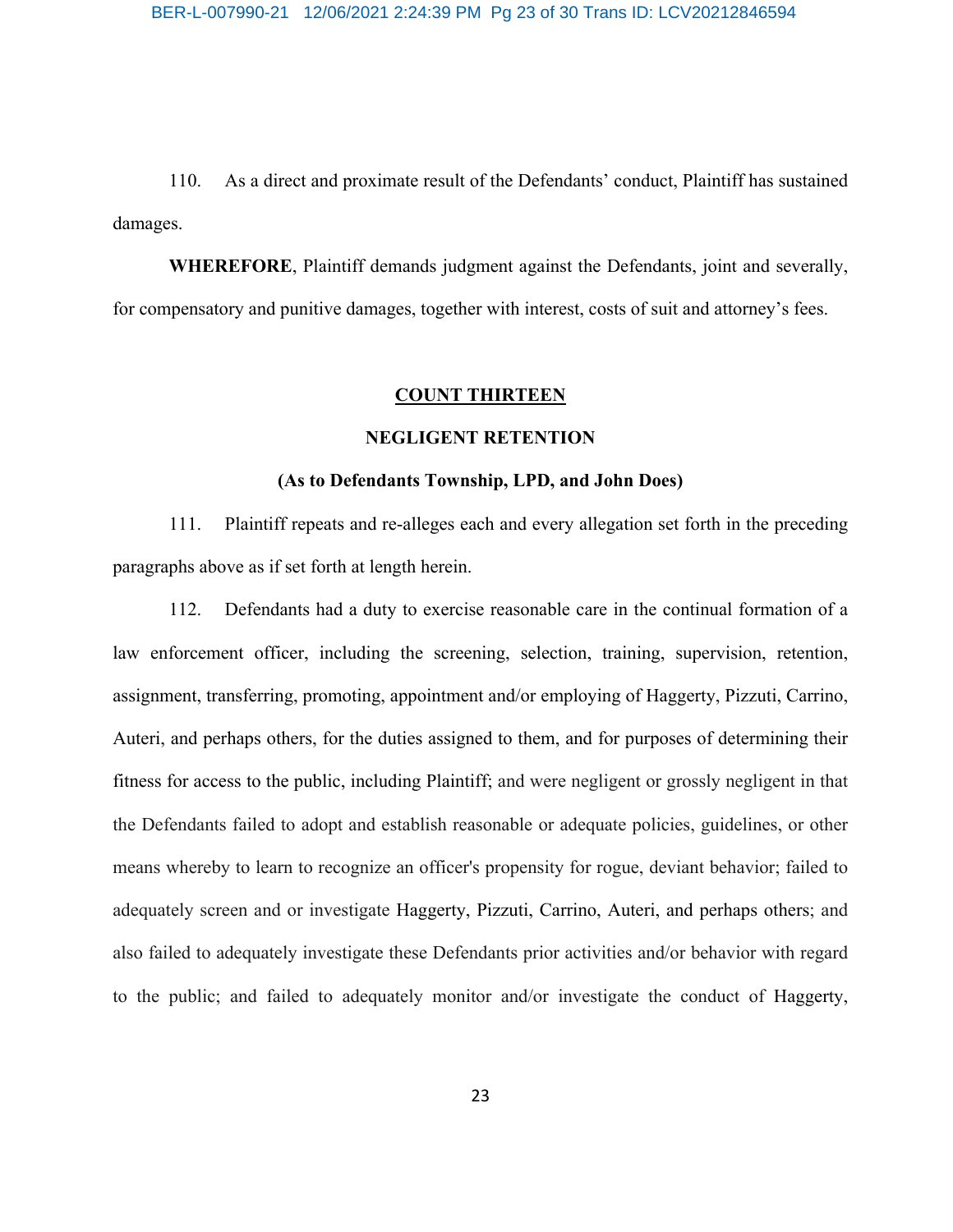110. As a direct and proximate result of the Defendants' conduct, Plaintiff has sustained damages.

**WHEREFORE**, Plaintiff demands judgment against the Defendants, joint and severally, for compensatory and punitive damages, together with interest, costs of suit and attorney's fees.

**COUNT THIRTEEN**

**NEGLIGENT RETENTION**

**(As to Defendants Township, LPD, and John Does)**

111. Plaintiff repeats and re-alleges each and every allegation set forth in the preceding paragraphs above as if set forth at length herein.

112. Defendants had a duty to exercise reasonable care in the continual formation of a law enforcement officer, including the screening, selection, training, supervision, retention, assignment, transferring, promoting, appointment and/or employing of Haggerty, Pizzuti, Carrino, Auteri, and perhaps others, for the duties assigned to them, and for purposes of determining their fitness for access to the public, including Plaintiff; and were negligent or grossly negligent in that the Defendants failed to adopt and establish reasonable or adequate policies, guidelines, or other means whereby to learn to recognize an officer's propensity for rogue, deviant behavior; failed to adequately screen and or investigate Haggerty, Pizzuti, Carrino, Auteri, and perhaps others; and also failed to adequately investigate these Defendants prior activities and/or behavior with regard to the public; and failed to adequately monitor and/or investigate the conduct of Haggerty,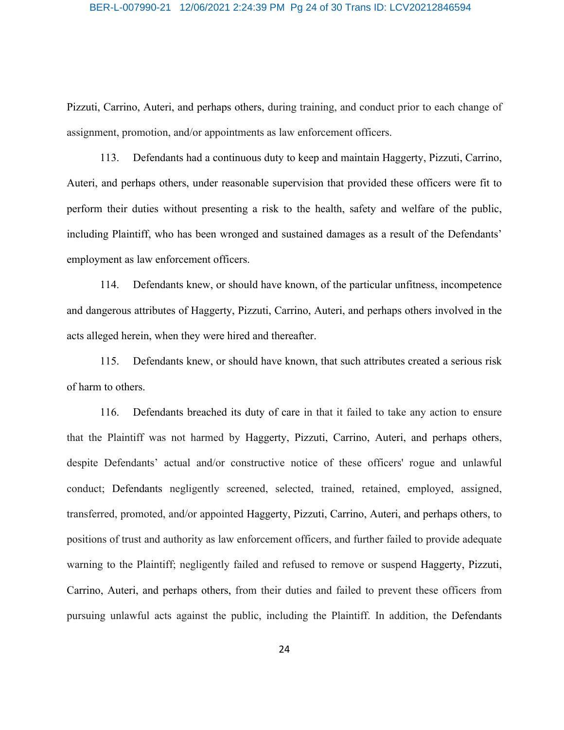Pizzuti, Carrino, Auteri, and perhaps others, during training, and conduct prior to each change of assignment, promotion, and/or appointments as law enforcement officers.

113. Defendants had a continuous duty to keep and maintain Haggerty, Pizzuti, Carrino, Auteri, and perhaps others, under reasonable supervision that provided these officers were fit to perform their duties without presenting a risk to the health, safety and welfare of the public, including Plaintiff, who has been wronged and sustained damages as a result of the Defendants' employment as law enforcement officers.

114. Defendants knew, or should have known, of the particular unfitness, incompetence and dangerous attributes of Haggerty, Pizzuti, Carrino, Auteri, and perhaps others involved in the acts alleged herein, when they were hired and thereafter.

115. Defendants knew, or should have known, that such attributes created a serious risk of harm to others.

116. Defendants breached its duty of care in that it failed to take any action to ensure that the Plaintiff was not harmed by Haggerty, Pizzuti, Carrino, Auteri, and perhaps others, despite Defendants' actual and/or constructive notice of these officers' rogue and unlawful conduct; Defendants negligently screened, selected, trained, retained, employed, assigned, transferred, promoted, and/or appointed Haggerty, Pizzuti, Carrino, Auteri, and perhaps others, to positions of trust and authority as law enforcement officers, and further failed to provide adequate warning to the Plaintiff; negligently failed and refused to remove or suspend Haggerty, Pizzuti, Carrino, Auteri, and perhaps others, from their duties and failed to prevent these officers from pursuing unlawful acts against the public, including the Plaintiff. In addition, the Defendants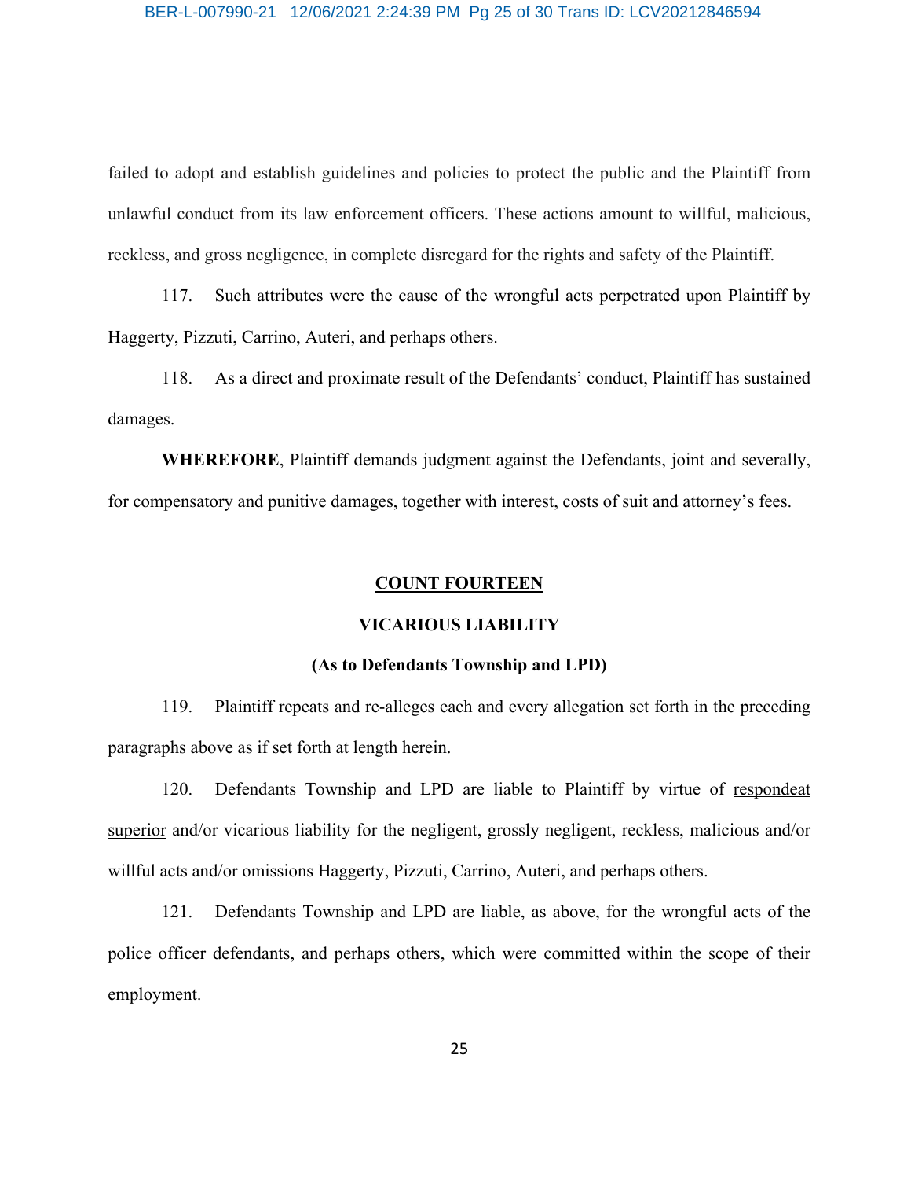failed to adopt and establish guidelines and policies to protect the public and the Plaintiff from unlawful conduct from its law enforcement officers. These actions amount to willful, malicious, reckless, and gross negligence, in complete disregard for the rights and safety of the Plaintiff.

117. Such attributes were the cause of the wrongful acts perpetrated upon Plaintiff by Haggerty, Pizzuti, Carrino, Auteri, and perhaps others.

118. As a direct and proximate result of the Defendants' conduct, Plaintiff has sustained damages.

**WHEREFORE**, Plaintiff demands judgment against the Defendants, joint and severally, for compensatory and punitive damages, together with interest, costs of suit and attorney's fees.

**<u>COUNT FOURTEEN</u>**

**VICARIOUS LIABILITY**

**(As to Defendants Township and LPD)**

119. Plaintiff repeats and re-alleges each and every allegation set forth in the preceding paragraphs above as if set forth at length herein.

120. Defendants Township and LPD are liable to Plaintiff by virtue of <u>respondeat superior</u> and/or vicarious liability for the negligent, grossly negligent, reckless, malicious and/or willful acts and/or omissions Haggerty, Pizzuti, Carrino, Auteri, and perhaps others.

121. Defendants Township and LPD are liable, as above, for the wrongful acts of the police officer defendants, and perhaps others, which were committed within the scope of their employment.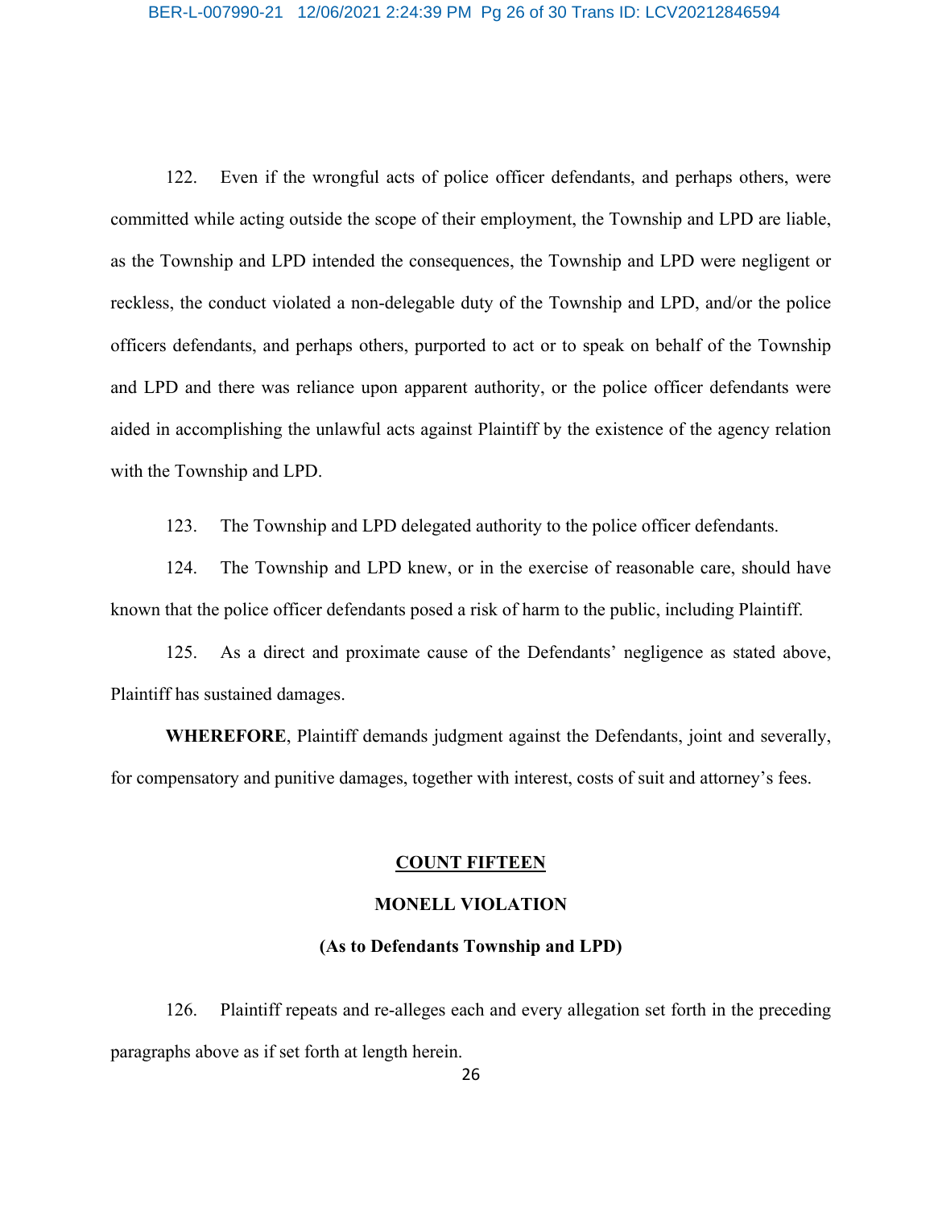122. Even if the wrongful acts of police officer defendants, and perhaps others, were committed while acting outside the scope of their employment, the Township and LPD are liable, as the Township and LPD intended the consequences, the Township and LPD were negligent or reckless, the conduct violated a non-delegable duty of the Township and LPD, and/or the police officers defendants, and perhaps others, purported to act or to speak on behalf of the Township and LPD and there was reliance upon apparent authority, or the police officer defendants were aided in accomplishing the unlawful acts against Plaintiff by the existence of the agency relation with the Township and LPD.

123. The Township and LPD delegated authority to the police officer defendants.

124. The Township and LPD knew, or in the exercise of reasonable care, should have known that the police officer defendants posed a risk of harm to the public, including Plaintiff.

125. As a direct and proximate cause of the Defendants' negligence as stated above, Plaintiff has sustained damages.

**WHEREFORE**, Plaintiff demands judgment against the Defendants, joint and severally, for compensatory and punitive damages, together with interest, costs of suit and attorney's fees.

**<u>COUNT FIFTEEN</u>**

**MONELL VIOLATION**

**(As to Defendants Township and LPD)**

126. Plaintiff repeats and re-alleges each and every allegation set forth in the preceding paragraphs above as if set forth at length herein.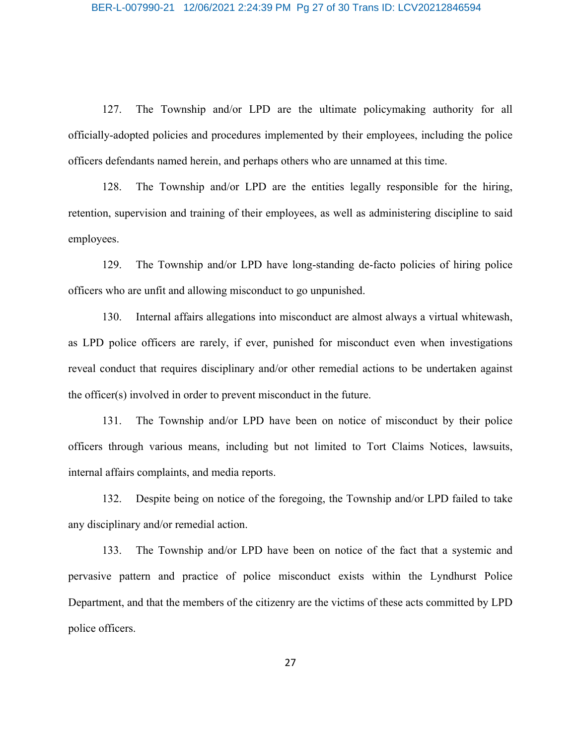127. The Township and/or LPD are the ultimate policymaking authority for all officially-adopted policies and procedures implemented by their employees, including the police officers defendants named herein, and perhaps others who are unnamed at this time.

128. The Township and/or LPD are the entities legally responsible for the hiring, retention, supervision and training of their employees, as well as administering discipline to said employees.

129. The Township and/or LPD have long-standing de-facto policies of hiring police officers who are unfit and allowing misconduct to go unpunished.

130. Internal affairs allegations into misconduct are almost always a virtual whitewash, as LPD police officers are rarely, if ever, punished for misconduct even when investigations reveal conduct that requires disciplinary and/or other remedial actions to be undertaken against the officer(s) involved in order to prevent misconduct in the future.

131. The Township and/or LPD have been on notice of misconduct by their police officers through various means, including but not limited to Tort Claims Notices, lawsuits, internal affairs complaints, and media reports.

132. Despite being on notice of the foregoing, the Township and/or LPD failed to take any disciplinary and/or remedial action.

133. The Township and/or LPD have been on notice of the fact that a systemic and pervasive pattern and practice of police misconduct exists within the Lyndhurst Police Department, and that the members of the citizenry are the victims of these acts committed by LPD police officers.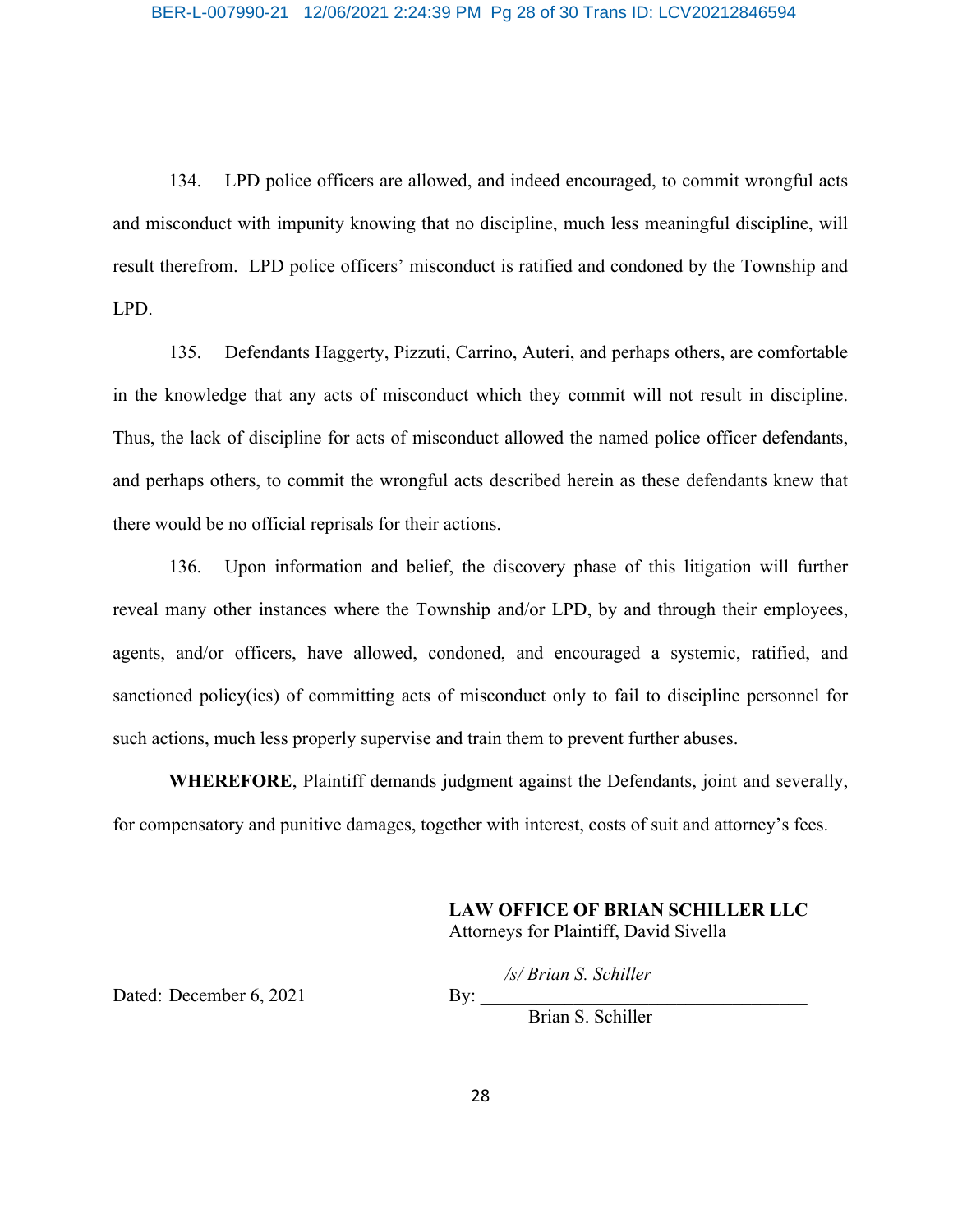134. LPD police officers are allowed, and indeed encouraged, to commit wrongful acts and misconduct with impunity knowing that no discipline, much less meaningful discipline, will result therefrom. LPD police officers' misconduct is ratified and condoned by the Township and LPD.

135. Defendants Haggerty, Pizzuti, Carrino, Auteri, and perhaps others, are comfortable in the knowledge that any acts of misconduct which they commit will not result in discipline. Thus, the lack of discipline for acts of misconduct allowed the named police officer defendants, and perhaps others, to commit the wrongful acts described herein as these defendants knew that there would be no official reprisals for their actions.

136. Upon information and belief, the discovery phase of this litigation will further reveal many other instances where the Township and/or LPD, by and through their employees, agents, and/or officers, have allowed, condoned, and encouraged a systemic, ratified, and sanctioned policy(ies) of committing acts of misconduct only to fail to discipline personnel for such actions, much less properly supervise and train them to prevent further abuses.

**WHEREFORE**, Plaintiff demands judgment against the Defendants, joint and severally, for compensatory and punitive damages, together with interest, costs of suit and attorney's fees.

**LAW OFFICE OF BRIAN SCHILLER LLC**
Attorneys for Plaintiff, David Sivella

Dated: December 6, 2021

By: */s/ Brian S. Schiller*
Brian S. Schiller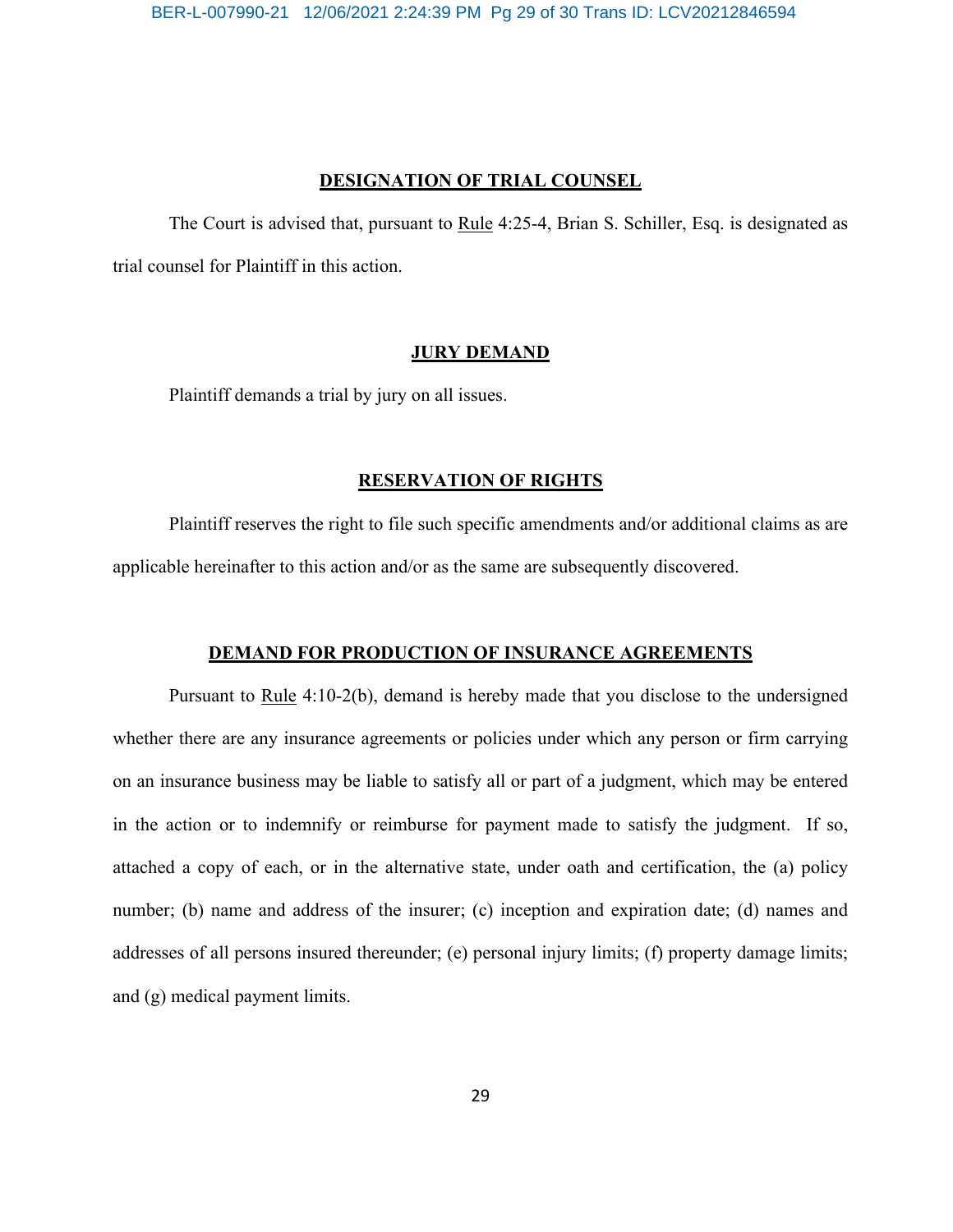## DESIGNATION OF TRIAL COUNSEL

The Court is advised that, pursuant to Rule 4:25-4, Brian S. Schiller, Esq. is designated as trial counsel for Plaintiff in this action.

## JURY DEMAND

Plaintiff demands a trial by jury on all issues.

## RESERVATION OF RIGHTS

Plaintiff reserves the right to file such specific amendments and/or additional claims as are applicable hereinafter to this action and/or as the same are subsequently discovered.

## DEMAND FOR PRODUCTION OF INSURANCE AGREEMENTS

Pursuant to Rule 4:10-2(b), demand is hereby made that you disclose to the undersigned whether there are any insurance agreements or policies under which any person or firm carrying on an insurance business may be liable to satisfy all or part of a judgment, which may be entered in the action or to indemnify or reimburse for payment made to satisfy the judgment. If so, attached a copy of each, or in the alternative state, under oath and certification, the (a) policy number; (b) name and address of the insurer; (c) inception and expiration date; (d) names and addresses of all persons insured thereunder; (e) personal injury limits; (f) property damage limits; and (g) medical payment limits.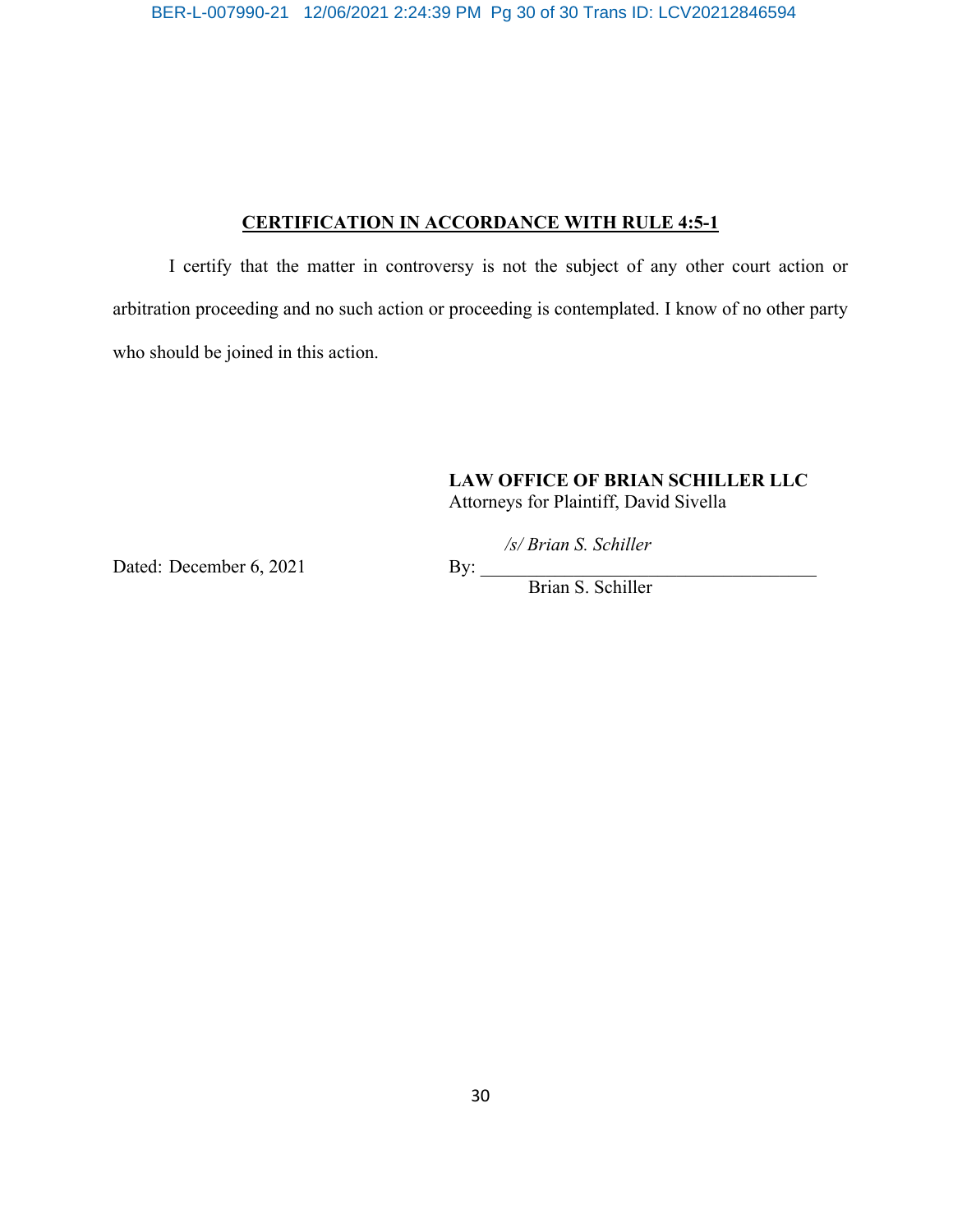## CERTIFICATION IN ACCORDANCE WITH RULE 4:5-1

I certify that the matter in controversy is not the subject of any other court action or arbitration proceeding and no such action or proceeding is contemplated. I know of no other party who should be joined in this action.

**LAW OFFICE OF BRIAN SCHILLER LLC**
Attorneys for Plaintiff, David Sivella

Dated: December 6, 2021

By: *_/s/ Brian S. Schiller_*
Brian S. Schiller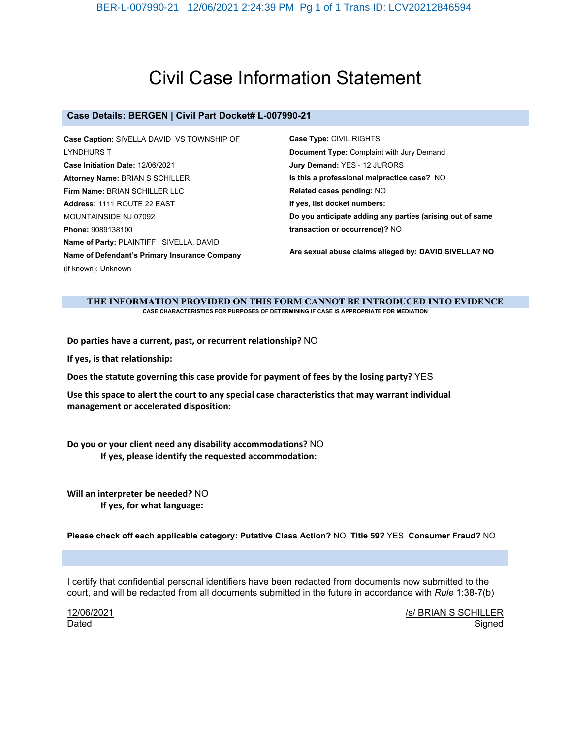# Civil Case Information Statement

## Case Details: BERGEN | Civil Part Docket# L-007990-21

**Case Caption:** SIVELLA DAVID VS TOWNSHIP OF LYNDHURS T
**Case Initiation Date:** 12/06/2021
**Attorney Name:** BRIAN S SCHILLER
**Firm Name:** BRIAN SCHILLER LLC
**Address:** 1111 ROUTE 22 EAST MOUNTAINSIDE NJ 07092
**Phone:** 9089138100
**Name of Party:** PLAINTIFF : SIVELLA, DAVID
**Name of Defendant's Primary Insurance Company** (if known): Unknown

**Case Type:** CIVIL RIGHTS
**Document Type:** Complaint with Jury Demand
**Jury Demand:** YES - 12 JURORS
**Is this a professional malpractice case?** NO
**Related cases pending:** NO
**If yes, list docket numbers:**
**Do you anticipate adding any parties (arising out of same transaction or occurrence)?** NO

**Are sexual abuse claims alleged by: DAVID SIVELLA? NO**

**THE INFORMATION PROVIDED ON THIS FORM CANNOT BE INTRODUCED INTO EVIDENCE**
**CASE CHARACTERISTICS FOR PURPOSES OF DETERMINING IF CASE IS APPROPRIATE FOR MEDIATION**

**Do parties have a current, past, or recurrent relationship?** NO

**If yes, is that relationship:**

**Does the statute governing this case provide for payment of fees by the losing party?** YES

**Use this space to alert the court to any special case characteristics that may warrant individual management or accelerated disposition:**

**Do you or your client need any disability accommodations?** NO
**If yes, please identify the requested accommodation:**

**Will an interpreter be needed?** NO
**If yes, for what language:**

**Please check off each applicable category: Putative Class Action?** NO **Title 59?** YES **Consumer Fraud?** NO

I certify that confidential personal identifiers have been redacted from documents now submitted to the court, and will be redacted from all documents submitted in the future in accordance with *Rule* 1:38-7(b)

12/06/2021
Dated

/s/ BRIAN S SCHILLER
Signed